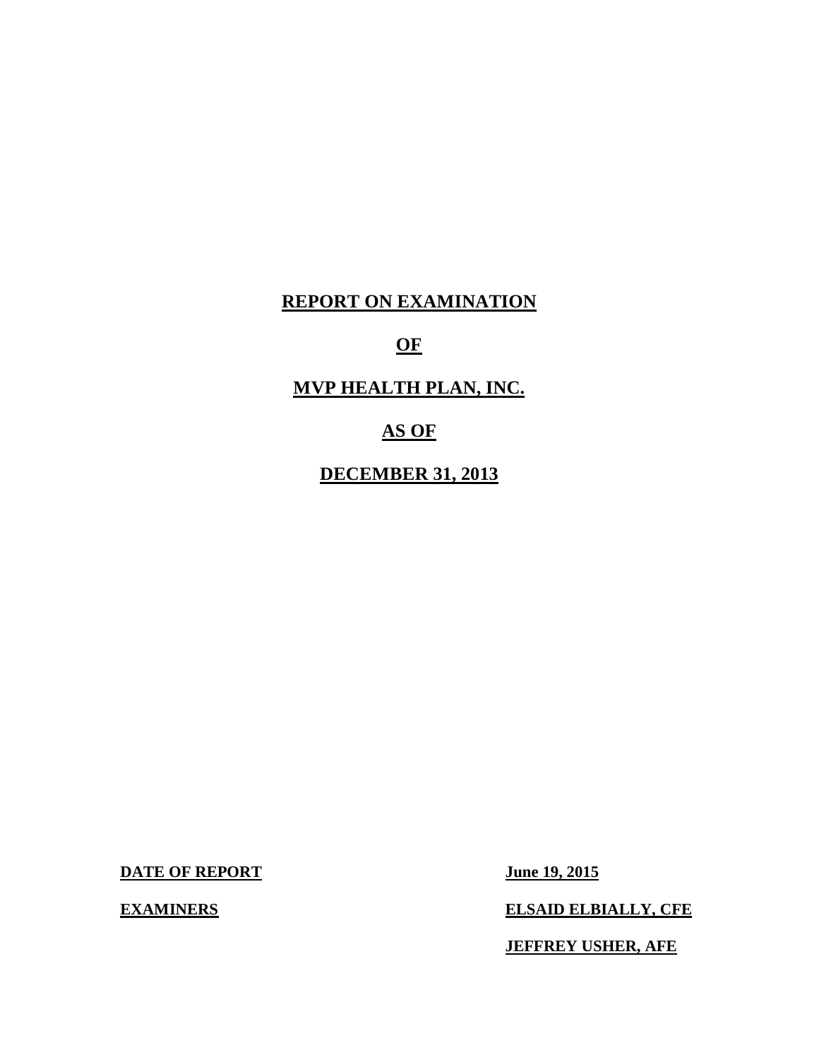# REPORT ON EXAMINATION

# OF

# MVP HEALTH PLAN, INC.

# AS OF

# DECEMBER 31, 2013

| **DATE OF REPORT** | **June 19, 2015** |
|---|---|
| **EXAMINERS** | **ELSAID ELBIALLY, CFE** |
| | **JEFFREY USHER, AFE** |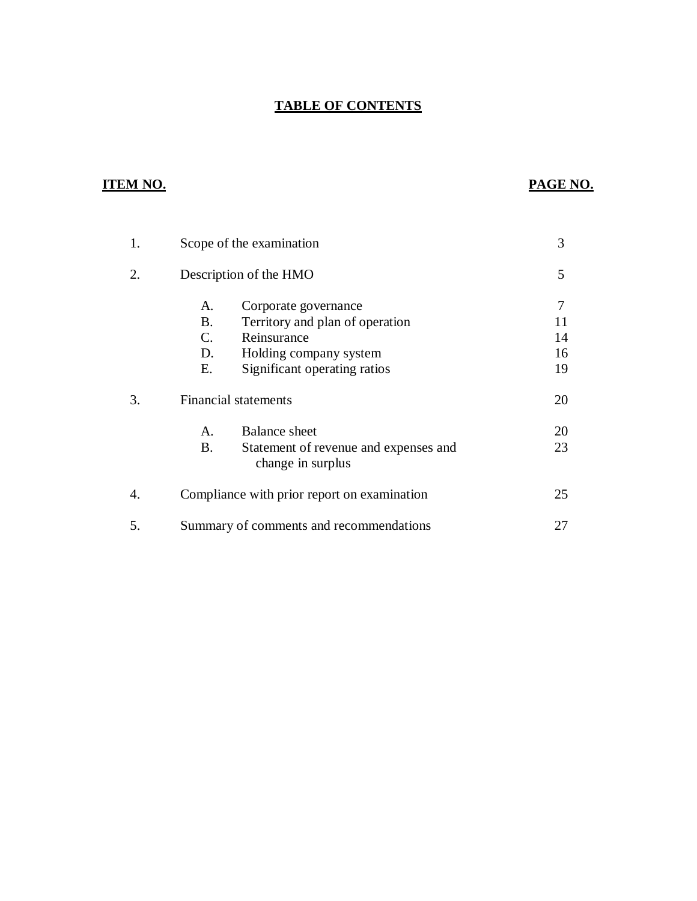# TABLE OF CONTENTS

| ITEM NO. | | | PAGE NO. |
|---|---|---|---|
| 1. | Scope of the examination | | 3 |
| 2. | Description of the HMO | | 5 |
| | A. | Corporate governance | 7 |
| | B. | Territory and plan of operation | 11 |
| | C. | Reinsurance | 14 |
| | D. | Holding company system | 16 |
| | E. | Significant operating ratios | 19 |
| 3. | Financial statements | | 20 |
| | A. | Balance sheet | 20 |
| | B. | Statement of revenue and expenses and change in surplus | 23 |
| 4. | Compliance with prior report on examination | | 25 |
| 5. | Summary of comments and recommendations | | 27 |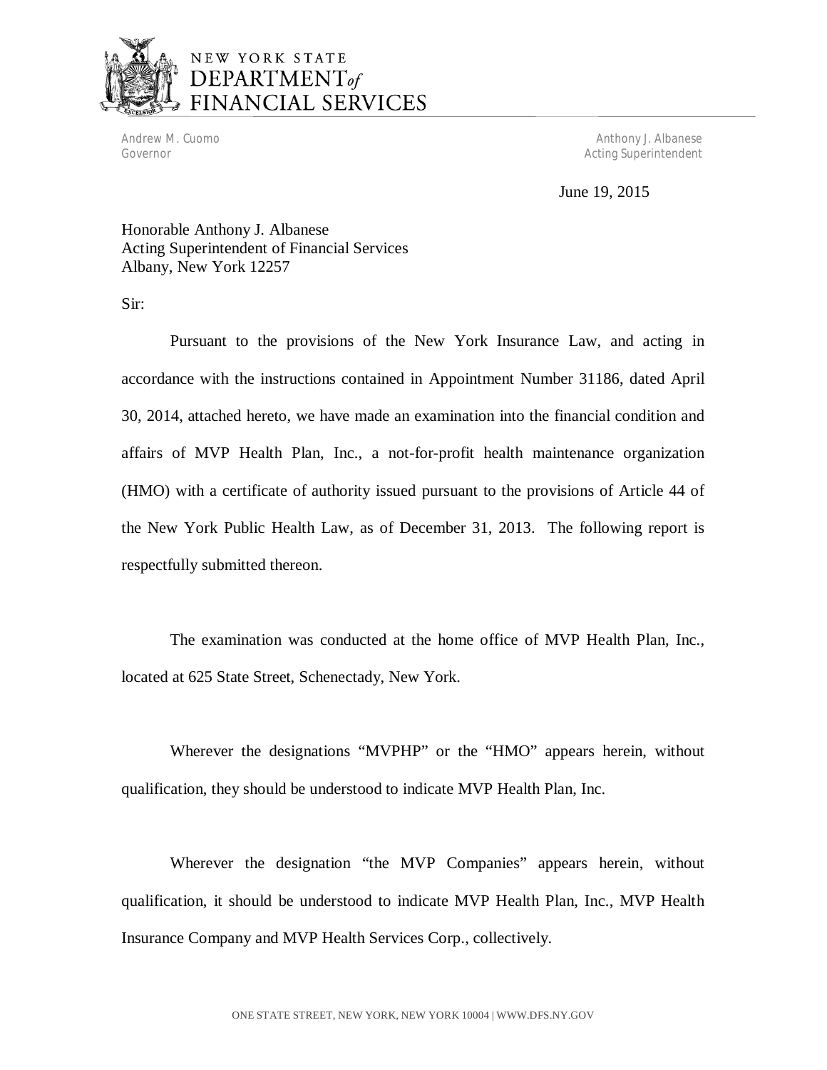NEW YORK STATE
DEPARTMENT *of*
FINANCIAL SERVICES

Andrew M. Cuomo
Governor

Anthony J. Albanese
Acting Superintendent

June 19, 2015

Honorable Anthony J. Albanese
Acting Superintendent of Financial Services
Albany, New York 12257

Sir:

Pursuant to the provisions of the New York Insurance Law, and acting in accordance with the instructions contained in Appointment Number 31186, dated April 30, 2014, attached hereto, we have made an examination into the financial condition and affairs of MVP Health Plan, Inc., a not-for-profit health maintenance organization (HMO) with a certificate of authority issued pursuant to the provisions of Article 44 of the New York Public Health Law, as of December 31, 2013. The following report is respectfully submitted thereon.

The examination was conducted at the home office of MVP Health Plan, Inc., located at 625 State Street, Schenectady, New York.

Wherever the designations "MVPHP" or the "HMO" appears herein, without qualification, they should be understood to indicate MVP Health Plan, Inc.

Wherever the designation "the MVP Companies" appears herein, without qualification, it should be understood to indicate MVP Health Plan, Inc., MVP Health Insurance Company and MVP Health Services Corp., collectively.

ONE STATE STREET, NEW YORK, NEW YORK 10004 | WWW.DFS.NY.GOV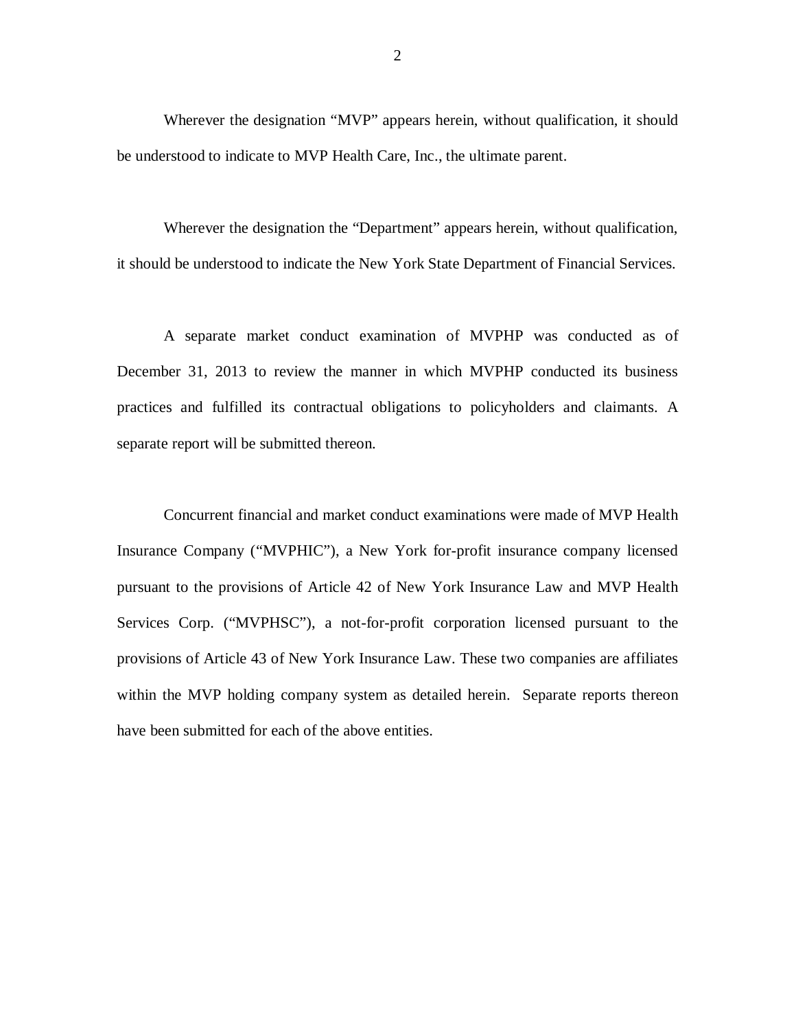Wherever the designation "MVP" appears herein, without qualification, it should be understood to indicate to MVP Health Care, Inc., the ultimate parent.

Wherever the designation the "Department" appears herein, without qualification, it should be understood to indicate the New York State Department of Financial Services.

A separate market conduct examination of MVPHP was conducted as of December 31, 2013 to review the manner in which MVPHP conducted its business practices and fulfilled its contractual obligations to policyholders and claimants. A separate report will be submitted thereon.

Concurrent financial and market conduct examinations were made of MVP Health Insurance Company ("MVPHIC"), a New York for-profit insurance company licensed pursuant to the provisions of Article 42 of New York Insurance Law and MVP Health Services Corp. ("MVPHSC"), a not-for-profit corporation licensed pursuant to the provisions of Article 43 of New York Insurance Law. These two companies are affiliates within the MVP holding company system as detailed herein. Separate reports thereon have been submitted for each of the above entities.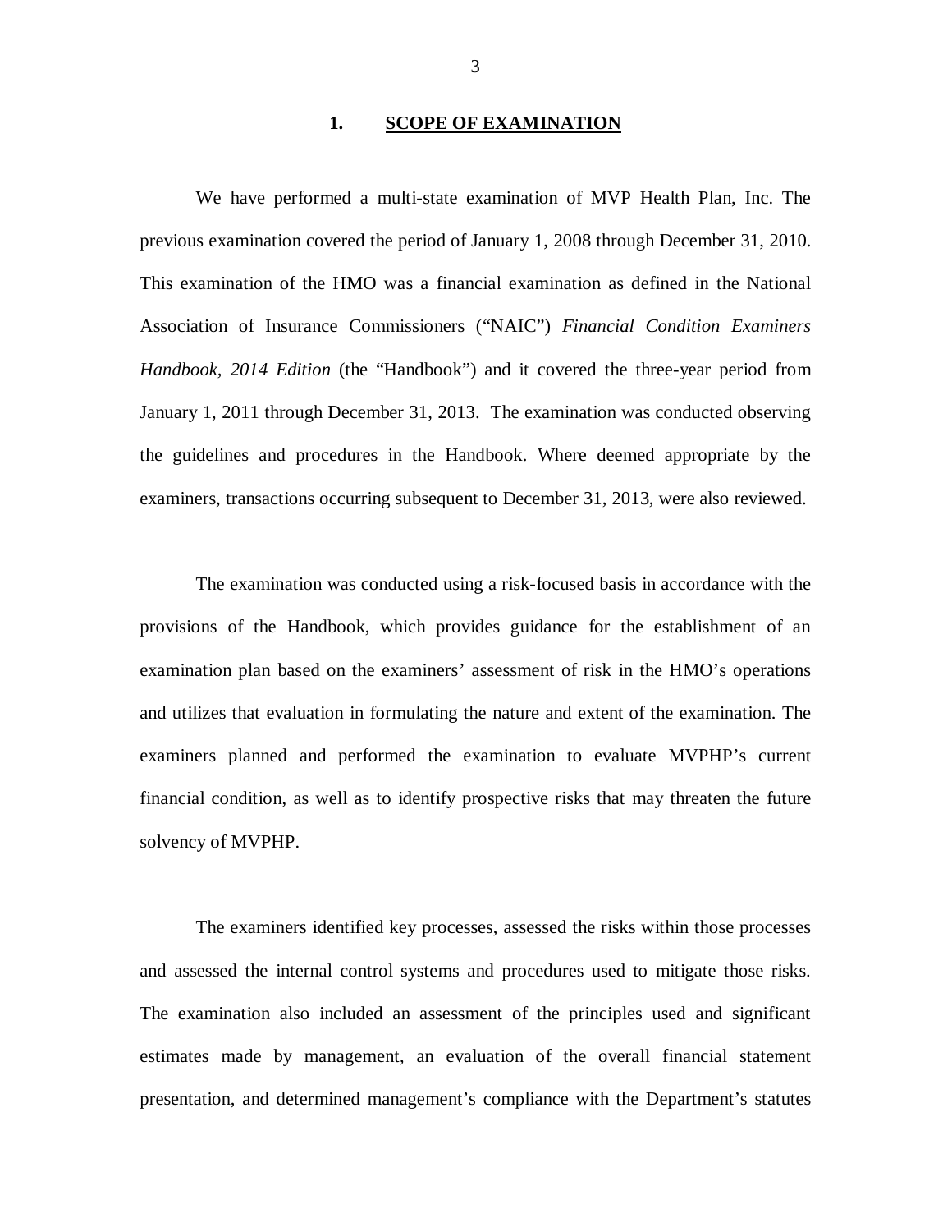## 1. SCOPE OF EXAMINATION

We have performed a multi-state examination of MVP Health Plan, Inc. The previous examination covered the period of January 1, 2008 through December 31, 2010. This examination of the HMO was a financial examination as defined in the National Association of Insurance Commissioners ("NAIC") *Financial Condition Examiners Handbook, 2014 Edition* (the "Handbook") and it covered the three-year period from January 1, 2011 through December 31, 2013. The examination was conducted observing the guidelines and procedures in the Handbook. Where deemed appropriate by the examiners, transactions occurring subsequent to December 31, 2013, were also reviewed.

The examination was conducted using a risk-focused basis in accordance with the provisions of the Handbook, which provides guidance for the establishment of an examination plan based on the examiners' assessment of risk in the HMO's operations and utilizes that evaluation in formulating the nature and extent of the examination. The examiners planned and performed the examination to evaluate MVPHP's current financial condition, as well as to identify prospective risks that may threaten the future solvency of MVPHP.

The examiners identified key processes, assessed the risks within those processes and assessed the internal control systems and procedures used to mitigate those risks. The examination also included an assessment of the principles used and significant estimates made by management, an evaluation of the overall financial statement presentation, and determined management's compliance with the Department's statutes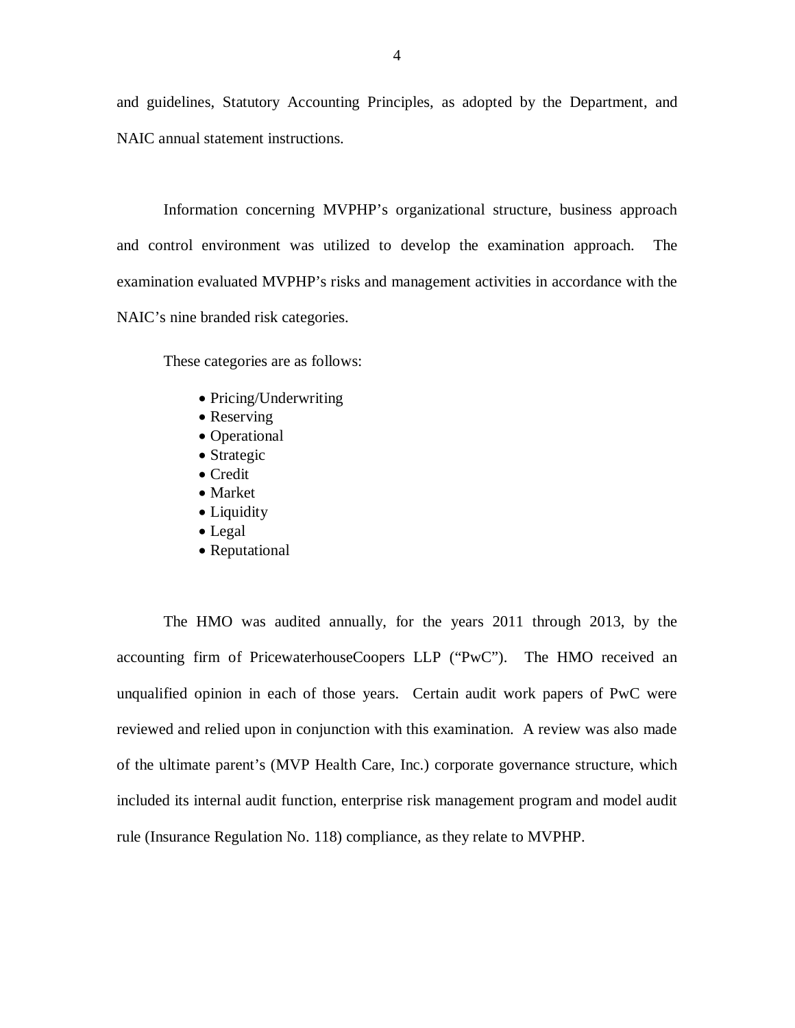and guidelines, Statutory Accounting Principles, as adopted by the Department, and NAIC annual statement instructions.

Information concerning MVPHP's organizational structure, business approach and control environment was utilized to develop the examination approach. The examination evaluated MVPHP's risks and management activities in accordance with the NAIC's nine branded risk categories.

These categories are as follows:

- Pricing/Underwriting
- Reserving
- Operational
- Strategic
- Credit
- Market
- Liquidity
- Legal
- Reputational

The HMO was audited annually, for the years 2011 through 2013, by the accounting firm of PricewaterhouseCoopers LLP ("PwC"). The HMO received an unqualified opinion in each of those years. Certain audit work papers of PwC were reviewed and relied upon in conjunction with this examination. A review was also made of the ultimate parent's (MVP Health Care, Inc.) corporate governance structure, which included its internal audit function, enterprise risk management program and model audit rule (Insurance Regulation No. 118) compliance, as they relate to MVPHP.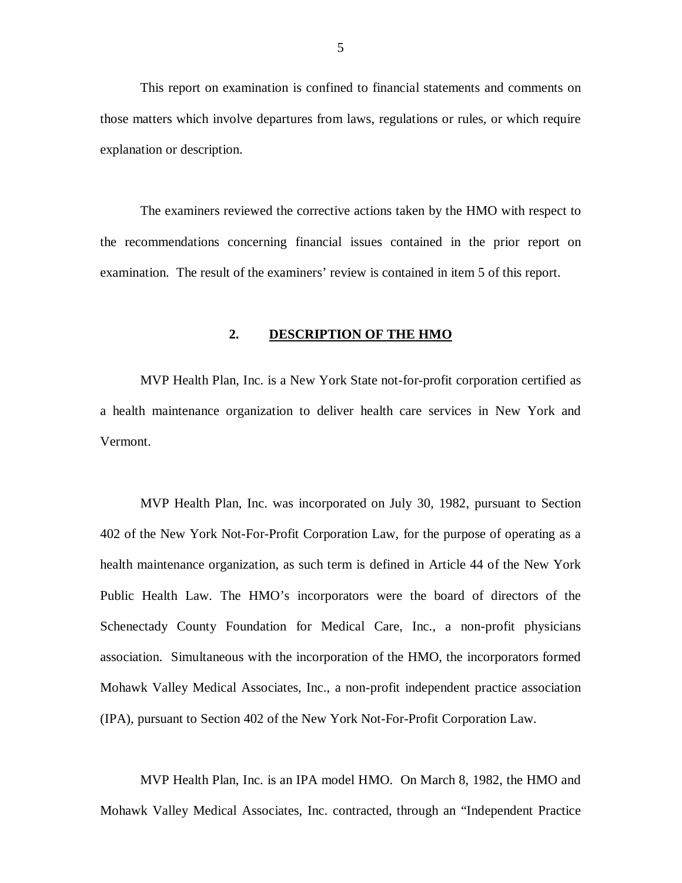This report on examination is confined to financial statements and comments on those matters which involve departures from laws, regulations or rules, or which require explanation or description.

The examiners reviewed the corrective actions taken by the HMO with respect to the recommendations concerning financial issues contained in the prior report on examination. The result of the examiners' review is contained in item 5 of this report.

## 2. DESCRIPTION OF THE HMO

MVP Health Plan, Inc. is a New York State not-for-profit corporation certified as a health maintenance organization to deliver health care services in New York and Vermont.

MVP Health Plan, Inc. was incorporated on July 30, 1982, pursuant to Section 402 of the New York Not-For-Profit Corporation Law, for the purpose of operating as a health maintenance organization, as such term is defined in Article 44 of the New York Public Health Law. The HMO's incorporators were the board of directors of the Schenectady County Foundation for Medical Care, Inc., a non-profit physicians association. Simultaneous with the incorporation of the HMO, the incorporators formed Mohawk Valley Medical Associates, Inc., a non-profit independent practice association (IPA), pursuant to Section 402 of the New York Not-For-Profit Corporation Law.

MVP Health Plan, Inc. is an IPA model HMO. On March 8, 1982, the HMO and Mohawk Valley Medical Associates, Inc. contracted, through an "Independent Practice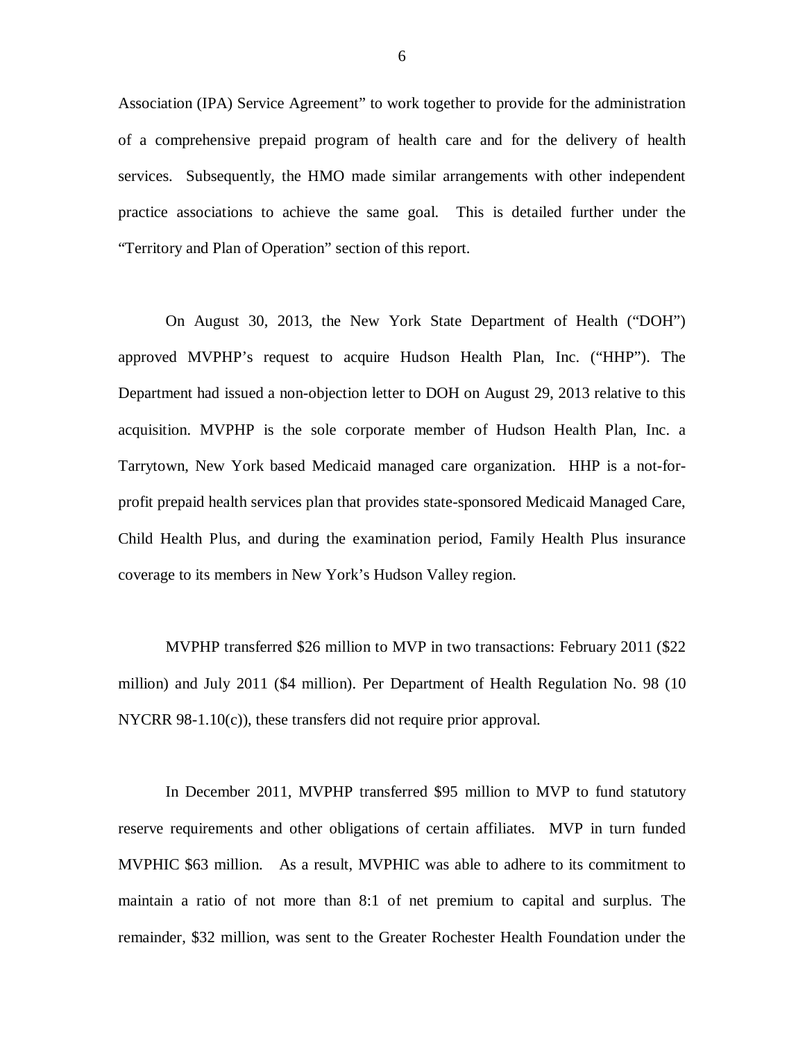Association (IPA) Service Agreement" to work together to provide for the administration of a comprehensive prepaid program of health care and for the delivery of health services. Subsequently, the HMO made similar arrangements with other independent practice associations to achieve the same goal. This is detailed further under the "Territory and Plan of Operation" section of this report.

On August 30, 2013, the New York State Department of Health ("DOH") approved MVPHP's request to acquire Hudson Health Plan, Inc. ("HHP"). The Department had issued a non-objection letter to DOH on August 29, 2013 relative to this acquisition. MVPHP is the sole corporate member of Hudson Health Plan, Inc. a Tarrytown, New York based Medicaid managed care organization. HHP is a not-for-profit prepaid health services plan that provides state-sponsored Medicaid Managed Care, Child Health Plus, and during the examination period, Family Health Plus insurance coverage to its members in New York's Hudson Valley region.

MVPHP transferred $26 million to MVP in two transactions: February 2011 ($22 million) and July 2011 ($4 million). Per Department of Health Regulation No. 98 (10 NYCRR 98-1.10(c)), these transfers did not require prior approval.

In December 2011, MVPHP transferred $95 million to MVP to fund statutory reserve requirements and other obligations of certain affiliates. MVP in turn funded MVPHIC $63 million. As a result, MVPHIC was able to adhere to its commitment to maintain a ratio of not more than 8:1 of net premium to capital and surplus. The remainder, $32 million, was sent to the Greater Rochester Health Foundation under the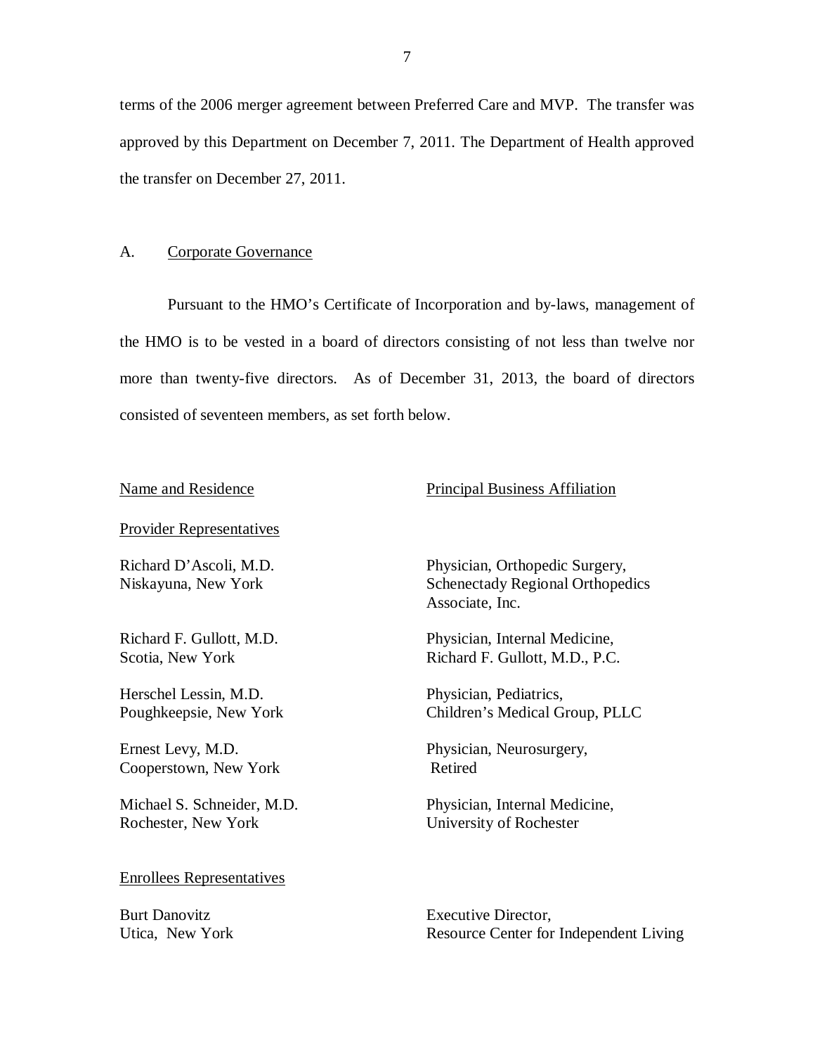terms of the 2006 merger agreement between Preferred Care and MVP. The transfer was approved by this Department on December 7, 2011. The Department of Health approved the transfer on December 27, 2011.

## A. Corporate Governance

Pursuant to the HMO's Certificate of Incorporation and by-laws, management of the HMO is to be vested in a board of directors consisting of not less than twelve nor more than twenty-five directors. As of December 31, 2013, the board of directors consisted of seventeen members, as set forth below.

| Name and Residence | Principal Business Affiliation |
|---|---|
| **Provider Representatives** | |
| Richard D'Ascoli, M.D.<br>Niskayuna, New York | Physician, Orthopedic Surgery,<br>Schenectady Regional Orthopedics Associate, Inc. |
| Richard F. Gullott, M.D.<br>Scotia, New York | Physician, Internal Medicine,<br>Richard F. Gullott, M.D., P.C. |
| Herschel Lessin, M.D.<br>Poughkeepsie, New York | Physician, Pediatrics,<br>Children's Medical Group, PLLC |
| Ernest Levy, M.D.<br>Cooperstown, New York | Physician, Neurosurgery,<br>Retired |
| Michael S. Schneider, M.D.<br>Rochester, New York | Physician, Internal Medicine,<br>University of Rochester |
| **Enrollees Representatives** | |
| Burt Danovitz<br>Utica, New York | Executive Director,<br>Resource Center for Independent Living |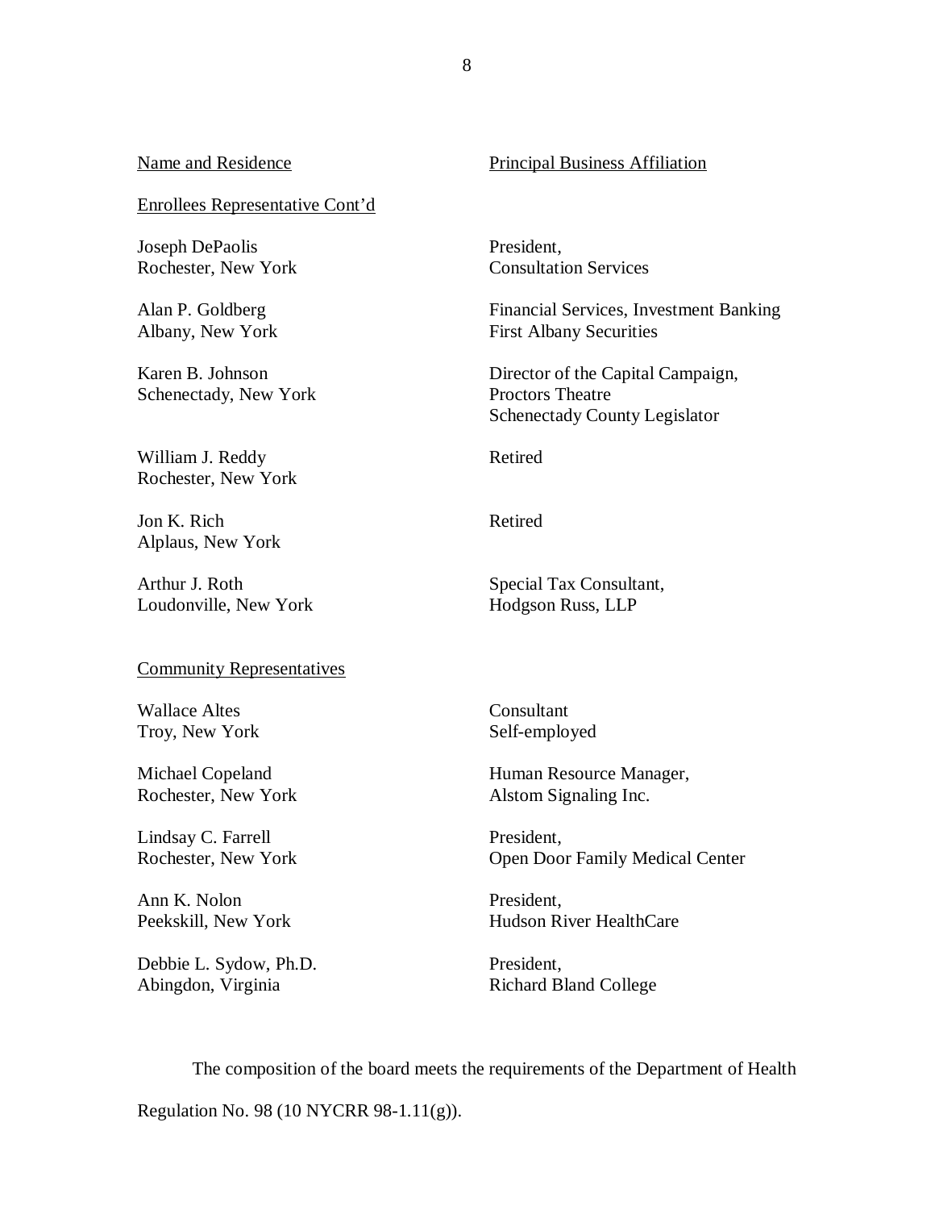| Name and Residence | Principal Business Affiliation |
|---|---|
| Enrollees Representative Cont'd | |
| Joseph DePaolis<br>Rochester, New York | President,<br>Consultation Services |
| Alan P. Goldberg<br>Albany, New York | Financial Services, Investment Banking<br>First Albany Securities |
| Karen B. Johnson<br>Schenectady, New York | Director of the Capital Campaign,<br>Proctors Theatre<br>Schenectady County Legislator |
| William J. Reddy<br>Rochester, New York | Retired |
| Jon K. Rich<br>Alplaus, New York | Retired |
| Arthur J. Roth<br>Loudonville, New York | Special Tax Consultant,<br>Hodgson Russ, LLP |
| Community Representatives | |
| Wallace Altes<br>Troy, New York | Consultant<br>Self-employed |
| Michael Copeland<br>Rochester, New York | Human Resource Manager,<br>Alstom Signaling Inc. |
| Lindsay C. Farrell<br>Rochester, New York | President,<br>Open Door Family Medical Center |
| Ann K. Nolon<br>Peekskill, New York | President,<br>Hudson River HealthCare |
| Debbie L. Sydow, Ph.D.<br>Abingdon, Virginia | President,<br>Richard Bland College |

The composition of the board meets the requirements of the Department of Health Regulation No. 98 (10 NYCRR 98-1.11(g)).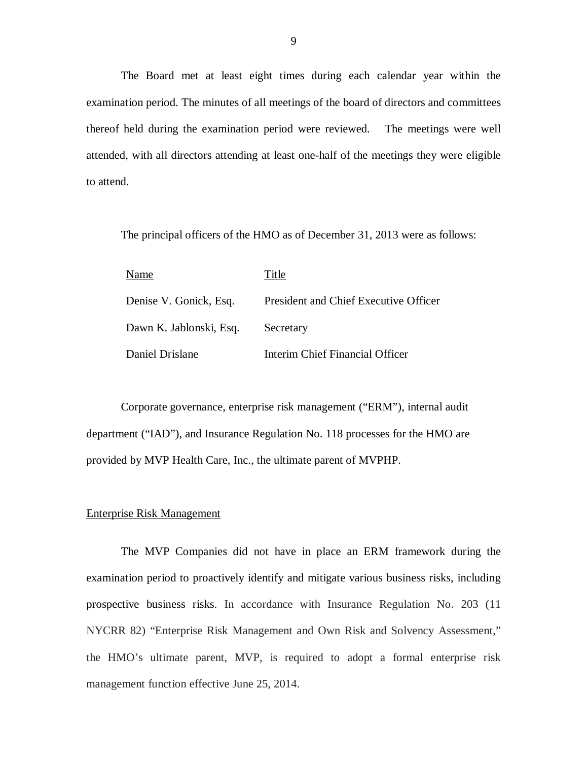The Board met at least eight times during each calendar year within the examination period. The minutes of all meetings of the board of directors and committees thereof held during the examination period were reviewed. The meetings were well attended, with all directors attending at least one-half of the meetings they were eligible to attend.

The principal officers of the HMO as of December 31, 2013 were as follows:

| Name | Title |
|---|---|
| Denise V. Gonick, Esq. | President and Chief Executive Officer |
| Dawn K. Jablonski, Esq. | Secretary |
| Daniel Drislane | Interim Chief Financial Officer |

Corporate governance, enterprise risk management ("ERM"), internal audit department ("IAD"), and Insurance Regulation No. 118 processes for the HMO are provided by MVP Health Care, Inc., the ultimate parent of MVPHP.

## Enterprise Risk Management

The MVP Companies did not have in place an ERM framework during the examination period to proactively identify and mitigate various business risks, including prospective business risks. In accordance with Insurance Regulation No. 203 (11 NYCRR 82) "Enterprise Risk Management and Own Risk and Solvency Assessment," the HMO's ultimate parent, MVP, is required to adopt a formal enterprise risk management function effective June 25, 2014.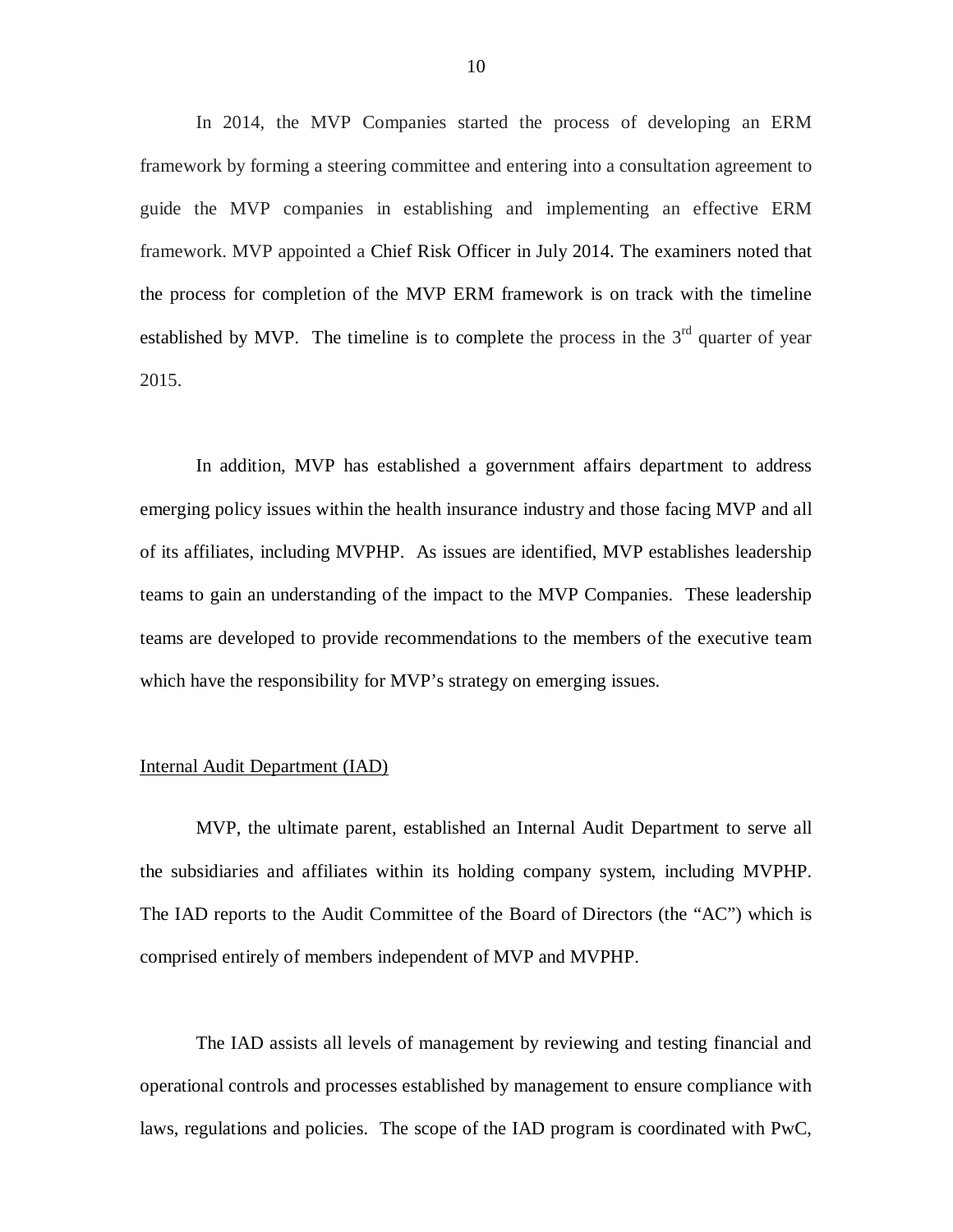In 2014, the MVP Companies started the process of developing an ERM framework by forming a steering committee and entering into a consultation agreement to guide the MVP companies in establishing and implementing an effective ERM framework. MVP appointed a Chief Risk Officer in July 2014. The examiners noted that the process for completion of the MVP ERM framework is on track with the timeline established by MVP. The timeline is to complete the process in the 3rd quarter of year 2015.

In addition, MVP has established a government affairs department to address emerging policy issues within the health insurance industry and those facing MVP and all of its affiliates, including MVPHP. As issues are identified, MVP establishes leadership teams to gain an understanding of the impact to the MVP Companies. These leadership teams are developed to provide recommendations to the members of the executive team which have the responsibility for MVP's strategy on emerging issues.

Internal Audit Department (IAD)

MVP, the ultimate parent, established an Internal Audit Department to serve all the subsidiaries and affiliates within its holding company system, including MVPHP. The IAD reports to the Audit Committee of the Board of Directors (the "AC") which is comprised entirely of members independent of MVP and MVPHP.

The IAD assists all levels of management by reviewing and testing financial and operational controls and processes established by management to ensure compliance with laws, regulations and policies. The scope of the IAD program is coordinated with PwC,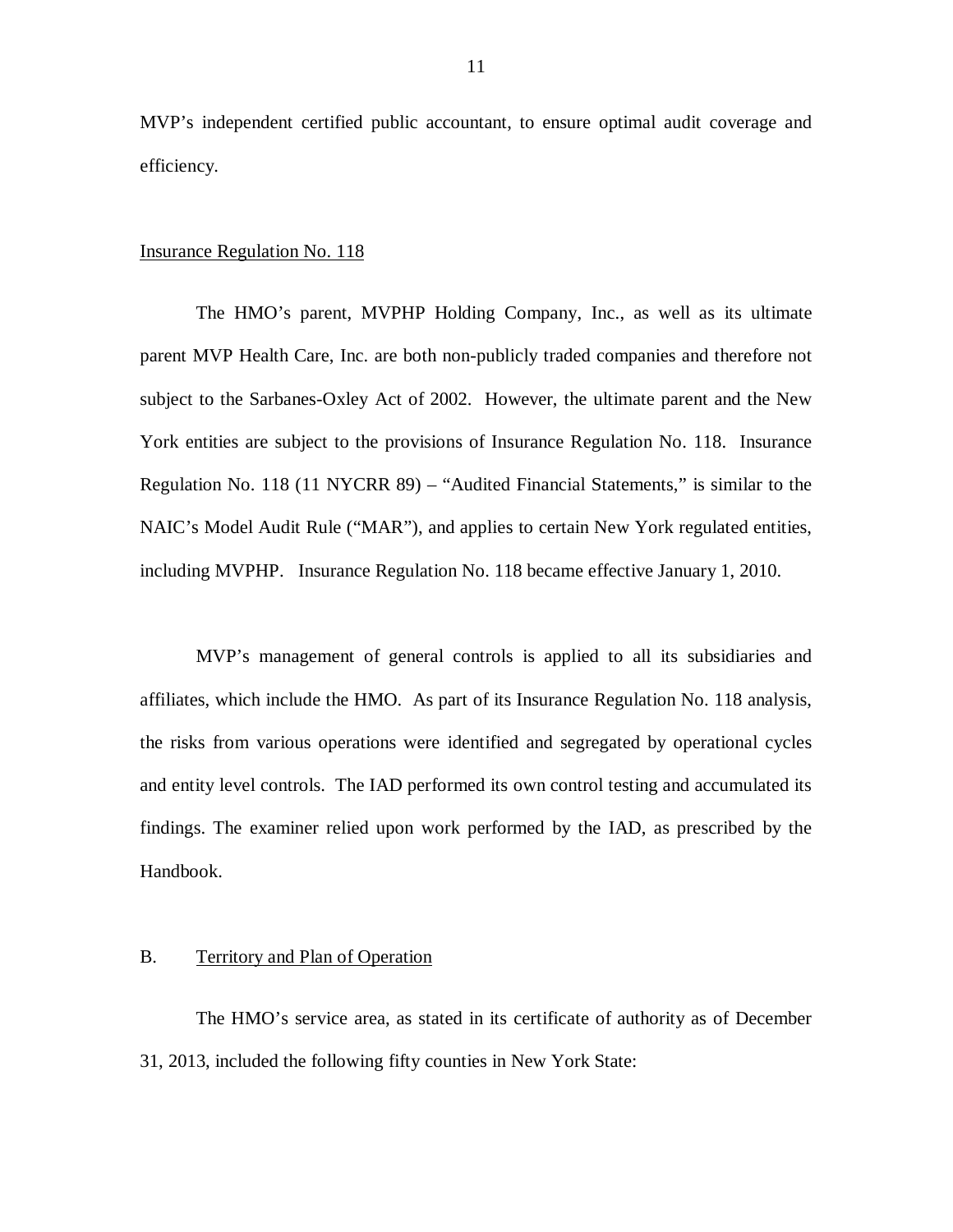MVP's independent certified public accountant, to ensure optimal audit coverage and efficiency.

Insurance Regulation No. 118

The HMO's parent, MVPHP Holding Company, Inc., as well as its ultimate parent MVP Health Care, Inc. are both non-publicly traded companies and therefore not subject to the Sarbanes-Oxley Act of 2002. However, the ultimate parent and the New York entities are subject to the provisions of Insurance Regulation No. 118. Insurance Regulation No. 118 (11 NYCRR 89) – "Audited Financial Statements," is similar to the NAIC's Model Audit Rule ("MAR"), and applies to certain New York regulated entities, including MVPHP. Insurance Regulation No. 118 became effective January 1, 2010.

MVP's management of general controls is applied to all its subsidiaries and affiliates, which include the HMO. As part of its Insurance Regulation No. 118 analysis, the risks from various operations were identified and segregated by operational cycles and entity level controls. The IAD performed its own control testing and accumulated its findings. The examiner relied upon work performed by the IAD, as prescribed by the Handbook.

## B. Territory and Plan of Operation

The HMO's service area, as stated in its certificate of authority as of December 31, 2013, included the following fifty counties in New York State: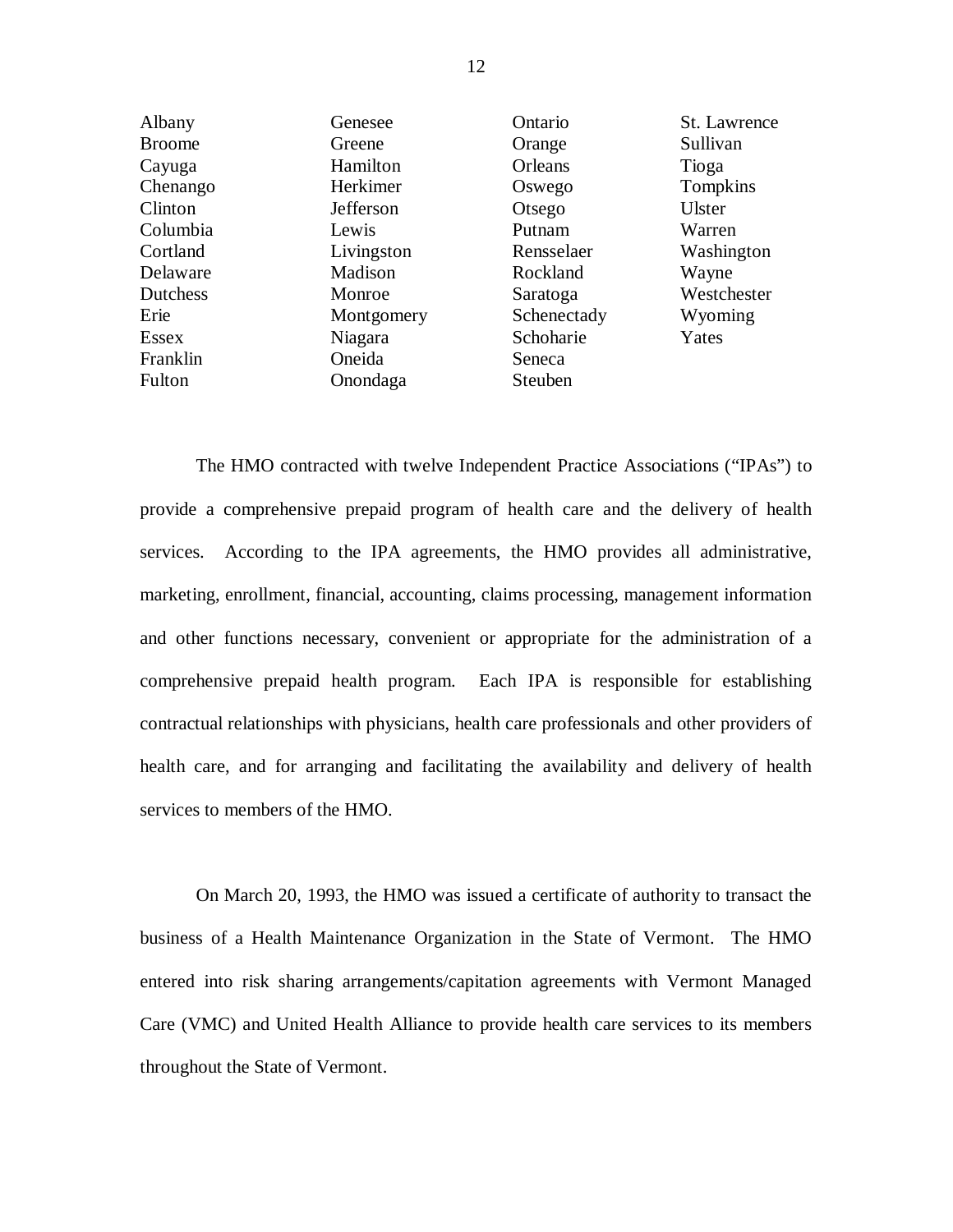| | | | |
|---|---|---|---|
| Albany | Genesee | Ontario | St. Lawrence |
| Broome | Greene | Orange | Sullivan |
| Cayuga | Hamilton | Orleans | Tioga |
| Chenango | Herkimer | Oswego | Tompkins |
| Clinton | Jefferson | Otsego | Ulster |
| Columbia | Lewis | Putnam | Warren |
| Cortland | Livingston | Rensselaer | Washington |
| Delaware | Madison | Rockland | Wayne |
| Dutchess | Monroe | Saratoga | Westchester |
| Erie | Montgomery | Schenectady | Wyoming |
| Essex | Niagara | Schoharie | Yates |
| Franklin | Oneida | Seneca | |
| Fulton | Onondaga | Steuben | |

The HMO contracted with twelve Independent Practice Associations ("IPAs") to provide a comprehensive prepaid program of health care and the delivery of health services. According to the IPA agreements, the HMO provides all administrative, marketing, enrollment, financial, accounting, claims processing, management information and other functions necessary, convenient or appropriate for the administration of a comprehensive prepaid health program. Each IPA is responsible for establishing contractual relationships with physicians, health care professionals and other providers of health care, and for arranging and facilitating the availability and delivery of health services to members of the HMO.

On March 20, 1993, the HMO was issued a certificate of authority to transact the business of a Health Maintenance Organization in the State of Vermont. The HMO entered into risk sharing arrangements/capitation agreements with Vermont Managed Care (VMC) and United Health Alliance to provide health care services to its members throughout the State of Vermont.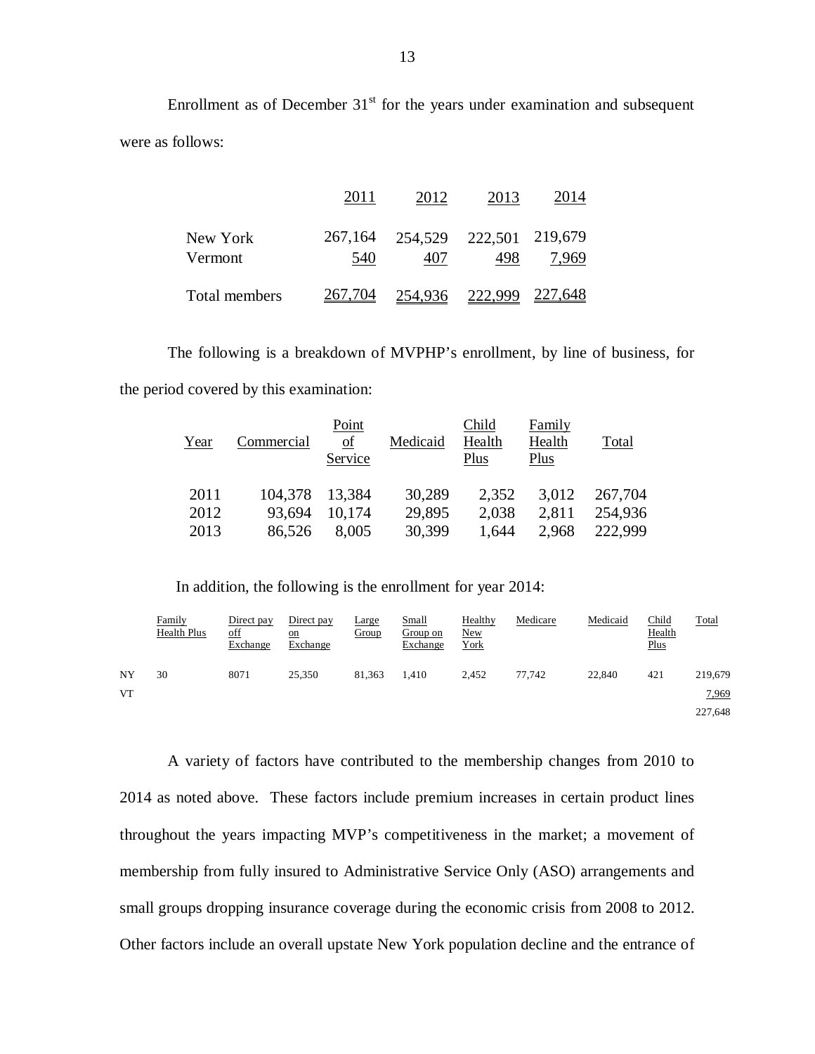Enrollment as of December 31[st] for the years under examination and subsequent were as follows:

| | 2011 | 2012 | 2013 | 2014 |
|---|---|---|---|---|
| New York | 267,164 | 254,529 | 222,501 | 219,679 |
| Vermont | 540 | 407 | 498 | 7,969 |
| Total members | 267,704 | 254,936 | 222,999 | 227,648 |

The following is a breakdown of MVPHP's enrollment, by line of business, for the period covered by this examination:

| Year | Commercial | Point of Service | Medicaid | Child Health Plus | Family Health Plus | Total |
|---|---|---|---|---|---|---|
| 2011 | 104,378 | 13,384 | 30,289 | 2,352 | 3,012 | 267,704 |
| 2012 | 93,694 | 10,174 | 29,895 | 2,038 | 2,811 | 254,936 |
| 2013 | 86,526 | 8,005 | 30,399 | 1,644 | 2,968 | 222,999 |

In addition, the following is the enrollment for year 2014:

| | Family Health Plus | Direct pay off Exchange | Direct pay on Exchange | Large Group | Small Group on Exchange | Healthy New York | Medicare | Medicaid | Child Health Plus | Total |
|---|---|---|---|---|---|---|---|---|---|---|
| NY | 30 | 8071 | 25,350 | 81,363 | 1,410 | 2,452 | 77,742 | 22,840 | 421 | 219,679 |
| VT | | | | | | | | | | 7,969 |
| | | | | | | | | | | 227,648 |

A variety of factors have contributed to the membership changes from 2010 to 2014 as noted above. These factors include premium increases in certain product lines throughout the years impacting MVP's competitiveness in the market; a movement of membership from fully insured to Administrative Service Only (ASO) arrangements and small groups dropping insurance coverage during the economic crisis from 2008 to 2012. Other factors include an overall upstate New York population decline and the entrance of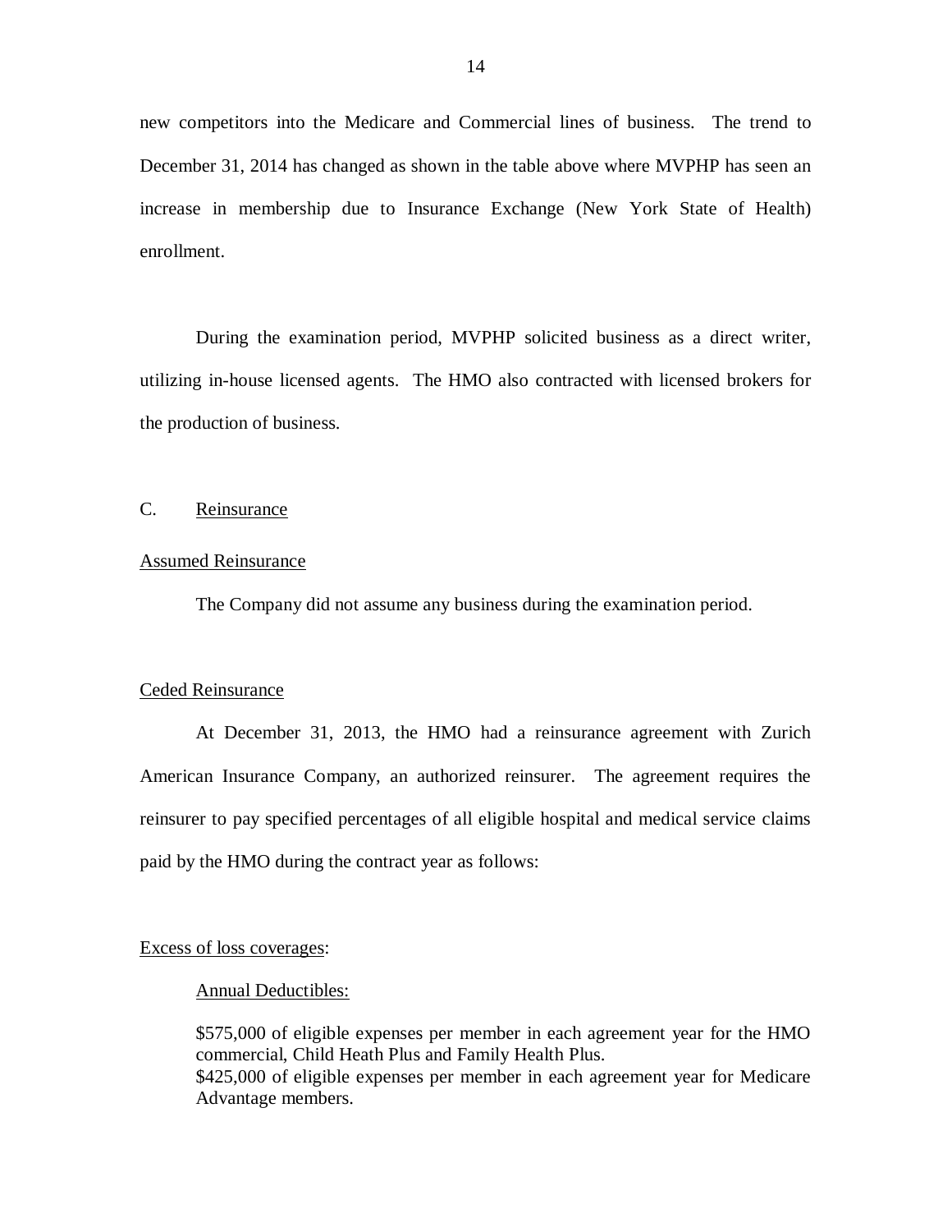new competitors into the Medicare and Commercial lines of business. The trend to December 31, 2014 has changed as shown in the table above where MVPHP has seen an increase in membership due to Insurance Exchange (New York State of Health) enrollment.

During the examination period, MVPHP solicited business as a direct writer, utilizing in-house licensed agents. The HMO also contracted with licensed brokers for the production of business.

C. Reinsurance

Assumed Reinsurance

The Company did not assume any business during the examination period.

Ceded Reinsurance

At December 31, 2013, the HMO had a reinsurance agreement with Zurich American Insurance Company, an authorized reinsurer. The agreement requires the reinsurer to pay specified percentages of all eligible hospital and medical service claims paid by the HMO during the contract year as follows:

Excess of loss coverages:

Annual Deductibles:

\$575,000 of eligible expenses per member in each agreement year for the HMO commercial, Child Heath Plus and Family Health Plus.
\$425,000 of eligible expenses per member in each agreement year for Medicare Advantage members.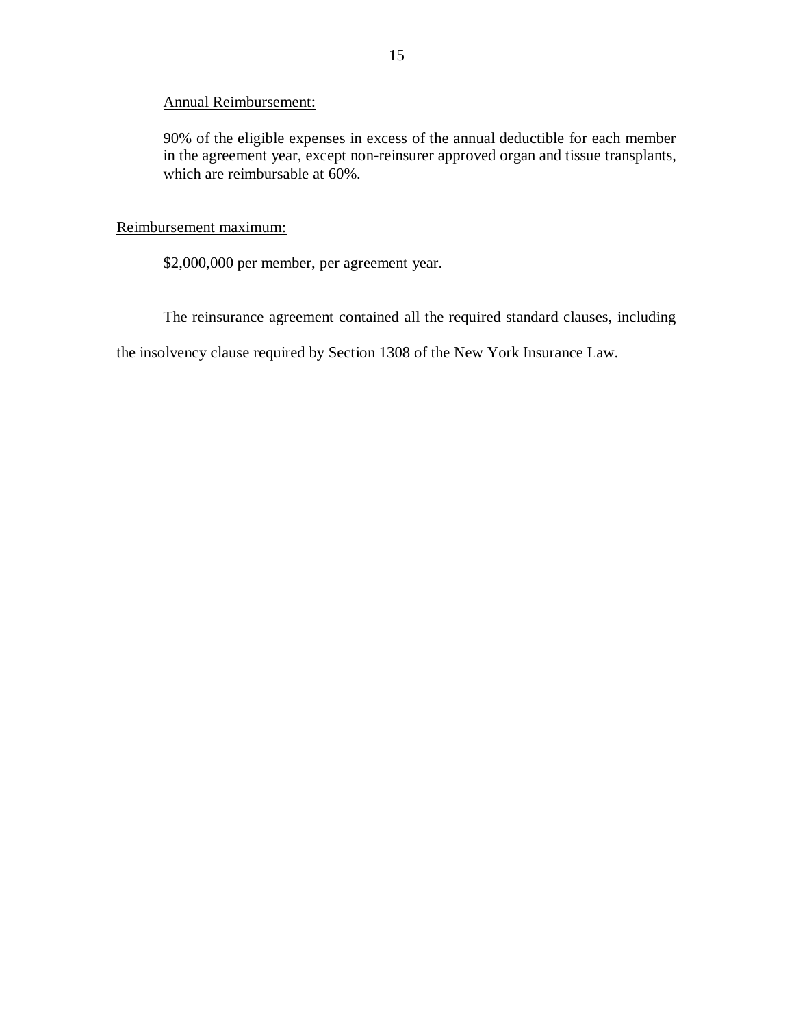Annual Reimbursement:

90% of the eligible expenses in excess of the annual deductible for each member in the agreement year, except non-reinsurer approved organ and tissue transplants, which are reimbursable at 60%.

Reimbursement maximum:

$2,000,000 per member, per agreement year.

The reinsurance agreement contained all the required standard clauses, including the insolvency clause required by Section 1308 of the New York Insurance Law.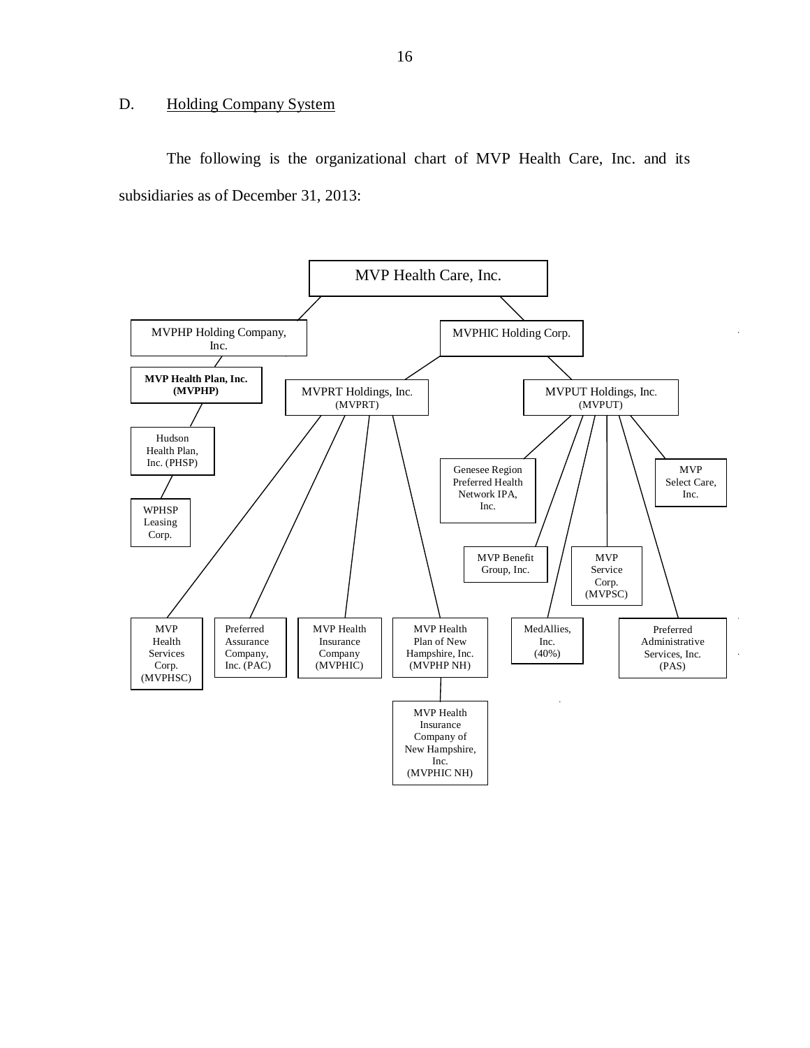D. Holding Company System

The following is the organizational chart of MVP Health Care, Inc. and its subsidiaries as of December 31, 2013:

- MVP Health Care, Inc.
  - MVPHP Holding Company, Inc.
    - **MVP Health Plan, Inc. (MVPHP)**
      - Hudson Health Plan, Inc. (PHSP)
        - WPHSP Leasing Corp.
  - MVPHIC Holding Corp.
    - MVPRT Holdings, Inc. (MVPRT)
      - MVP Health Services Corp. (MVPHSC)
      - Preferred Assurance Company, Inc. (PAC)
      - MVP Health Insurance Company (MVPHIC)
      - MVP Health Plan of New Hampshire, Inc. (MVPHP NH)
        - MVP Health Insurance Company of New Hampshire, Inc. (MVPHIC NH)
    - MVPUT Holdings, Inc. (MVPUT)
      - Genesee Region Preferred Health Network IPA, Inc.
      - MVP Benefit Group, Inc.
      - MedAllies, Inc. (40%)
      - MVP Service Corp. (MVPSC)
      - Preferred Administrative Services, Inc. (PAS)
      - MVP Select Care, Inc.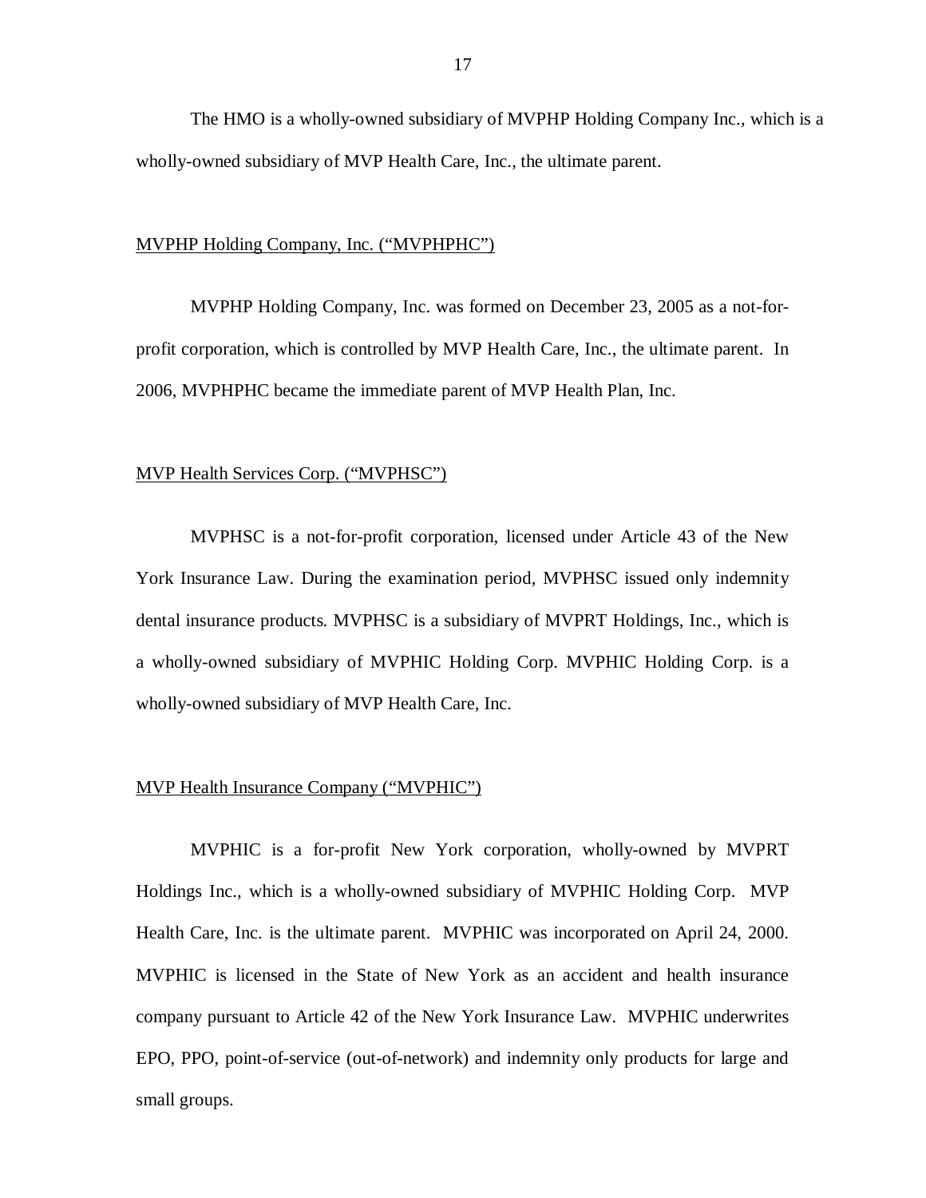The HMO is a wholly-owned subsidiary of MVPHP Holding Company Inc., which is a wholly-owned subsidiary of MVP Health Care, Inc., the ultimate parent.

MVPHP Holding Company, Inc. ("MVPHPHC")

MVPHP Holding Company, Inc. was formed on December 23, 2005 as a not-for-profit corporation, which is controlled by MVP Health Care, Inc., the ultimate parent. In 2006, MVPHPHC became the immediate parent of MVP Health Plan, Inc.

MVP Health Services Corp. ("MVPHSC")

MVPHSC is a not-for-profit corporation, licensed under Article 43 of the New York Insurance Law. During the examination period, MVPHSC issued only indemnity dental insurance products. MVPHSC is a subsidiary of MVPRT Holdings, Inc., which is a wholly-owned subsidiary of MVPHIC Holding Corp. MVPHIC Holding Corp. is a wholly-owned subsidiary of MVP Health Care, Inc.

MVP Health Insurance Company ("MVPHIC")

MVPHIC is a for-profit New York corporation, wholly-owned by MVPRT Holdings Inc., which is a wholly-owned subsidiary of MVPHIC Holding Corp. MVP Health Care, Inc. is the ultimate parent. MVPHIC was incorporated on April 24, 2000. MVPHIC is licensed in the State of New York as an accident and health insurance company pursuant to Article 42 of the New York Insurance Law. MVPHIC underwrites EPO, PPO, point-of-service (out-of-network) and indemnity only products for large and small groups.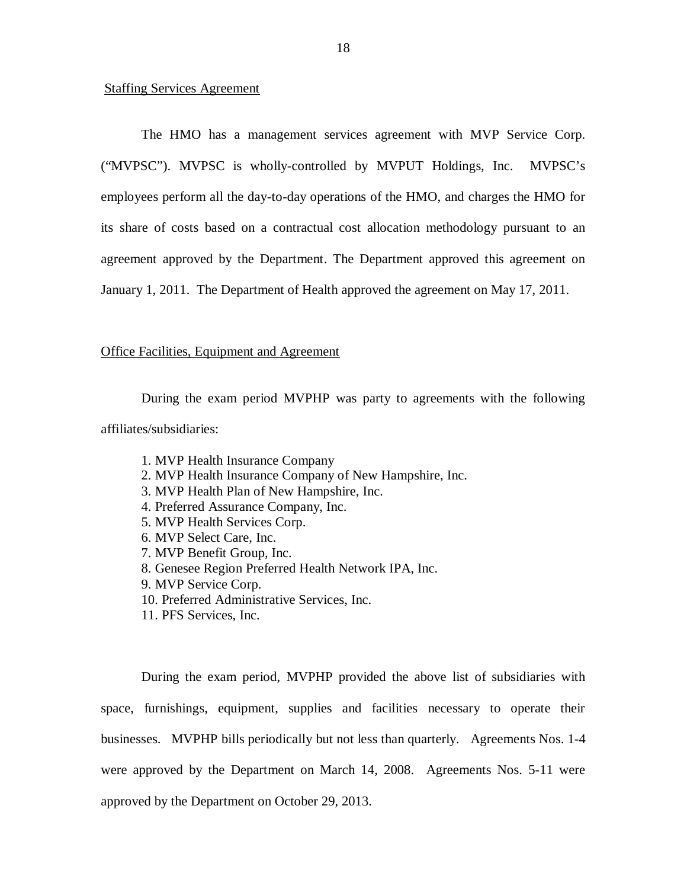Staffing Services Agreement

The HMO has a management services agreement with MVP Service Corp. ("MVPSC"). MVPSC is wholly-controlled by MVPUT Holdings, Inc. MVPSC's employees perform all the day-to-day operations of the HMO, and charges the HMO for its share of costs based on a contractual cost allocation methodology pursuant to an agreement approved by the Department. The Department approved this agreement on January 1, 2011. The Department of Health approved the agreement on May 17, 2011.

Office Facilities, Equipment and Agreement

During the exam period MVPHP was party to agreements with the following affiliates/subsidiaries:

1. MVP Health Insurance Company
2. MVP Health Insurance Company of New Hampshire, Inc.
3. MVP Health Plan of New Hampshire, Inc.
4. Preferred Assurance Company, Inc.
5. MVP Health Services Corp.
6. MVP Select Care, Inc.
7. MVP Benefit Group, Inc.
8. Genesee Region Preferred Health Network IPA, Inc.
9. MVP Service Corp.
10. Preferred Administrative Services, Inc.
11. PFS Services, Inc.

During the exam period, MVPHP provided the above list of subsidiaries with space, furnishings, equipment, supplies and facilities necessary to operate their businesses. MVPHP bills periodically but not less than quarterly. Agreements Nos. 1-4 were approved by the Department on March 14, 2008. Agreements Nos. 5-11 were approved by the Department on October 29, 2013.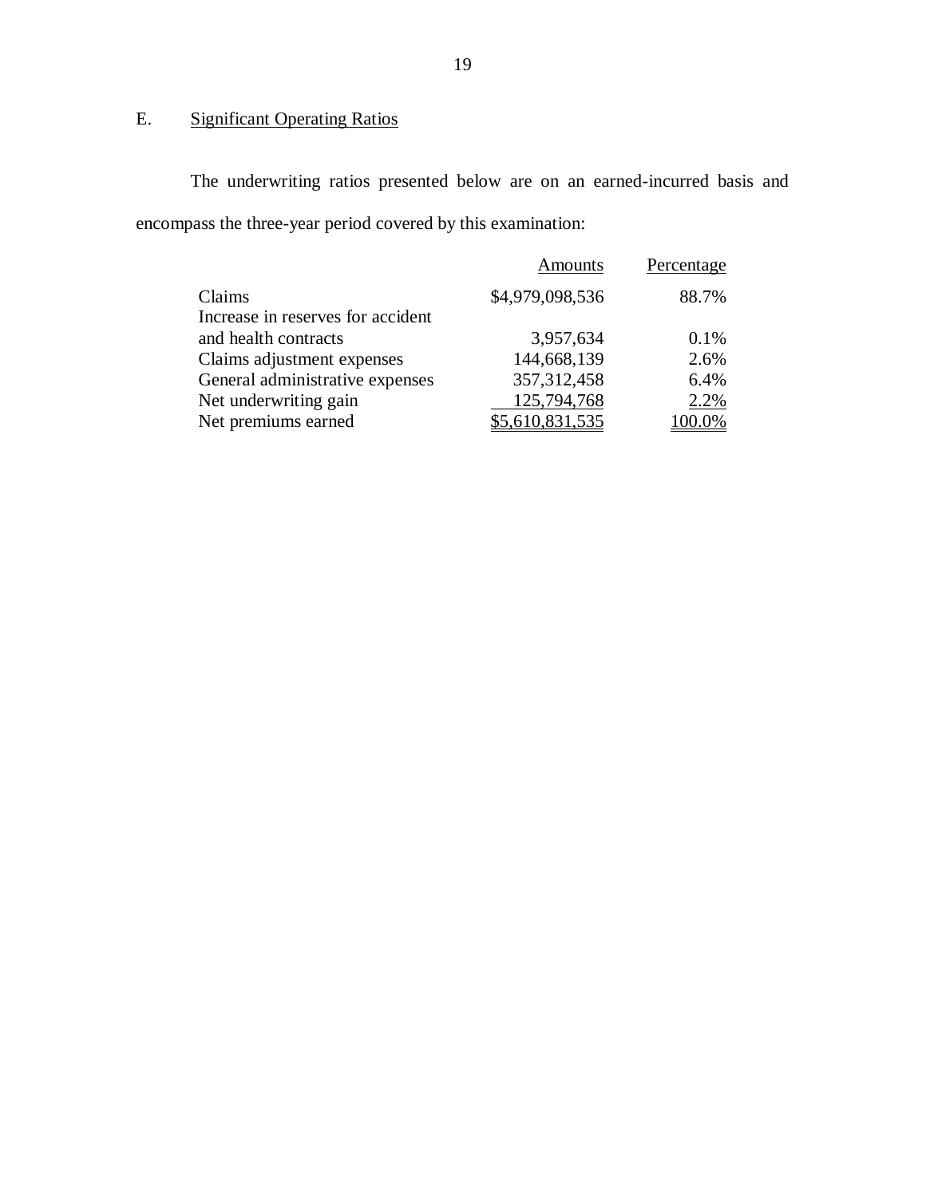## E. Significant Operating Ratios

The underwriting ratios presented below are on an earned-incurred basis and encompass the three-year period covered by this examination:

| | Amounts | Percentage |
|---|---|---|
| Claims | $4,979,098,536 | 88.7% |
| Increase in reserves for accident and health contracts | 3,957,634 | 0.1% |
| Claims adjustment expenses | 144,668,139 | 2.6% |
| General administrative expenses | 357,312,458 | 6.4% |
| Net underwriting gain | 125,794,768 | 2.2% |
| Net premiums earned | $5,610,831,535 | 100.0% |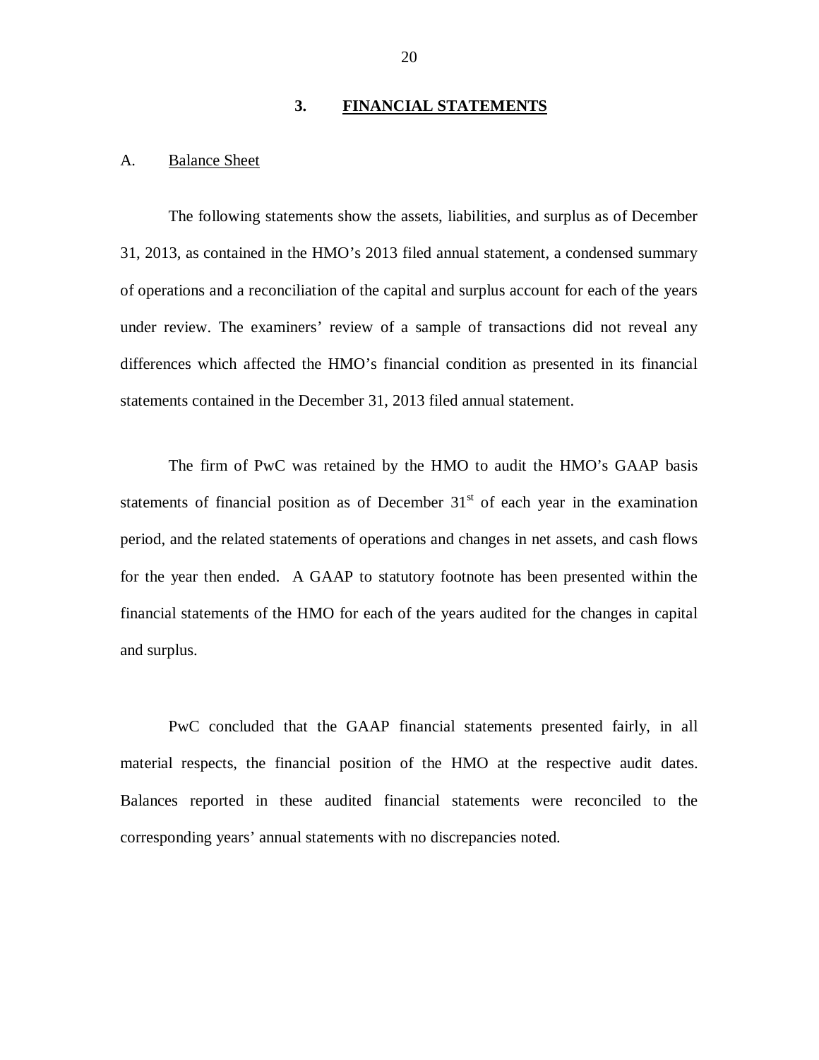## 3. FINANCIAL STATEMENTS

### A. Balance Sheet

The following statements show the assets, liabilities, and surplus as of December 31, 2013, as contained in the HMO's 2013 filed annual statement, a condensed summary of operations and a reconciliation of the capital and surplus account for each of the years under review. The examiners' review of a sample of transactions did not reveal any differences which affected the HMO's financial condition as presented in its financial statements contained in the December 31, 2013 filed annual statement.

The firm of PwC was retained by the HMO to audit the HMO's GAAP basis statements of financial position as of December 31st of each year in the examination period, and the related statements of operations and changes in net assets, and cash flows for the year then ended. A GAAP to statutory footnote has been presented within the financial statements of the HMO for each of the years audited for the changes in capital and surplus.

PwC concluded that the GAAP financial statements presented fairly, in all material respects, the financial position of the HMO at the respective audit dates. Balances reported in these audited financial statements were reconciled to the corresponding years' annual statements with no discrepancies noted.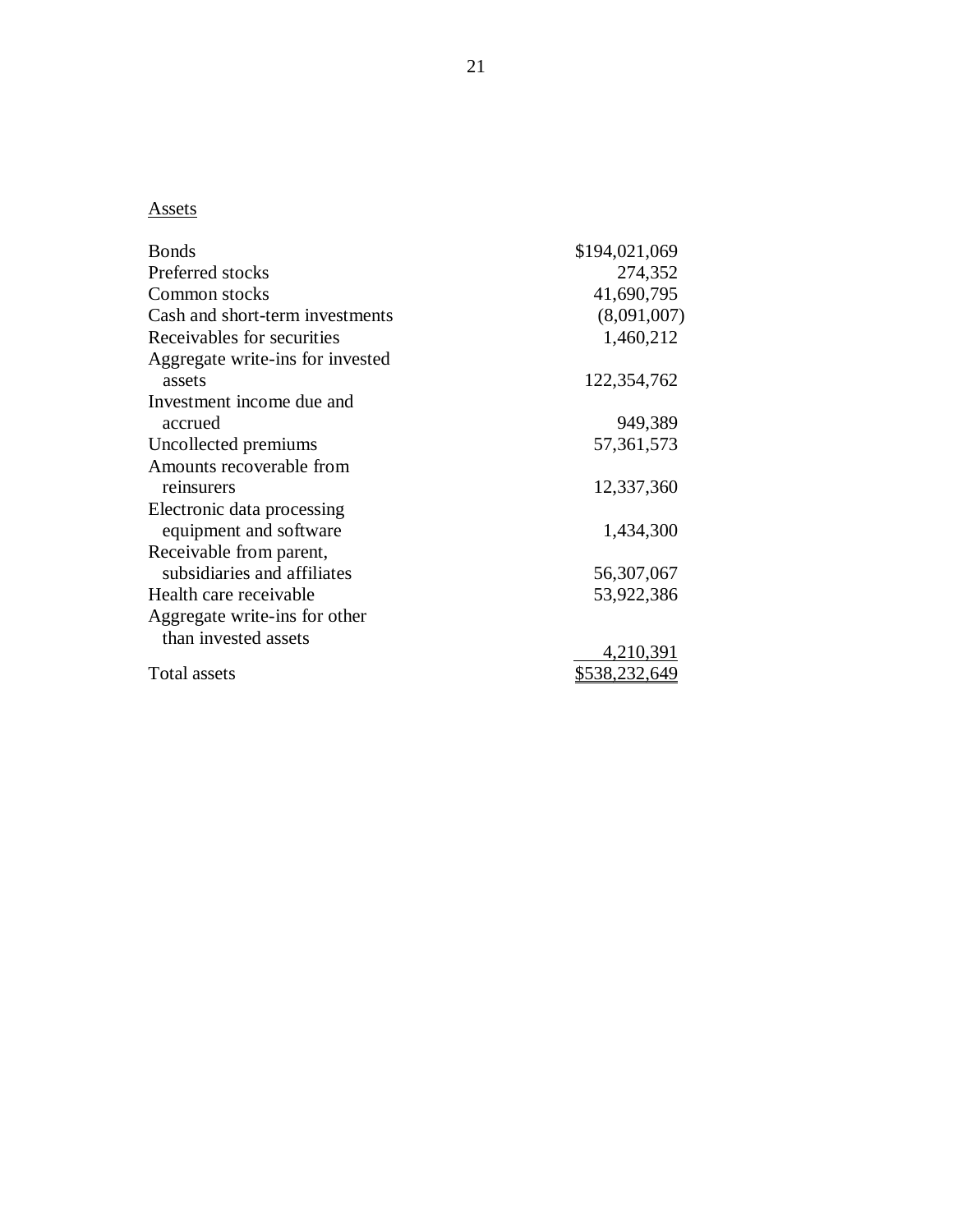Assets

| | |
|---|---|
| Bonds | $194,021,069 |
| Preferred stocks | 274,352 |
| Common stocks | 41,690,795 |
| Cash and short-term investments | (8,091,007) |
| Receivables for securities | 1,460,212 |
| Aggregate write-ins for invested assets | 122,354,762 |
| Investment income due and accrued | 949,389 |
| Uncollected premiums | 57,361,573 |
| Amounts recoverable from reinsurers | 12,337,360 |
| Electronic data processing equipment and software | 1,434,300 |
| Receivable from parent, subsidiaries and affiliates | 56,307,067 |
| Health care receivable | 53,922,386 |
| Aggregate write-ins for other than invested assets | 4,210,391 |
| Total assets | $538,232,649 |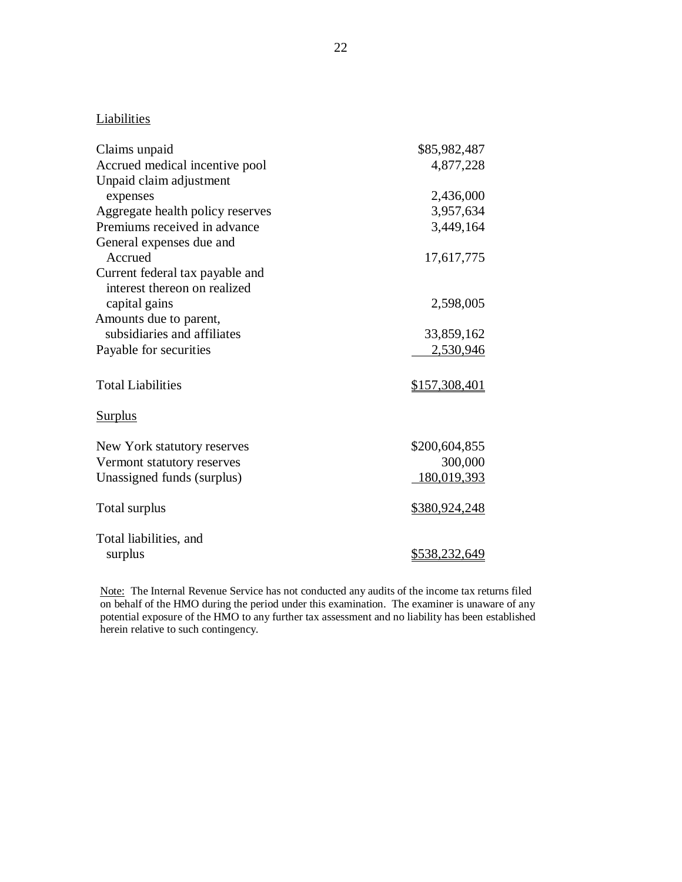<u>Liabilities</u>

| | |
|---|---|
| Claims unpaid | \$85,982,487 |
| Accrued medical incentive pool | 4,877,228 |
| Unpaid claim adjustment expenses | 2,436,000 |
| Aggregate health policy reserves | 3,957,634 |
| Premiums received in advance | 3,449,164 |
| General expenses due and Accrued | 17,617,775 |
| Current federal tax payable and interest thereon on realized capital gains | 2,598,005 |
| Amounts due to parent, subsidiaries and affiliates | 33,859,162 |
| Payable for securities | 2,530,946 |
| | |
| Total Liabilities | \$157,308,401 |

<u>Surplus</u>

| | |
|---|---|
| New York statutory reserves | \$200,604,855 |
| Vermont statutory reserves | 300,000 |
| Unassigned funds (surplus) | 180,019,393 |
| | |
| Total surplus | \$380,924,248 |
| | |
| Total liabilities, and surplus | \$538,232,649 |

<u>Note:</u> The Internal Revenue Service has not conducted any audits of the income tax returns filed on behalf of the HMO during the period under this examination. The examiner is unaware of any potential exposure of the HMO to any further tax assessment and no liability has been established herein relative to such contingency.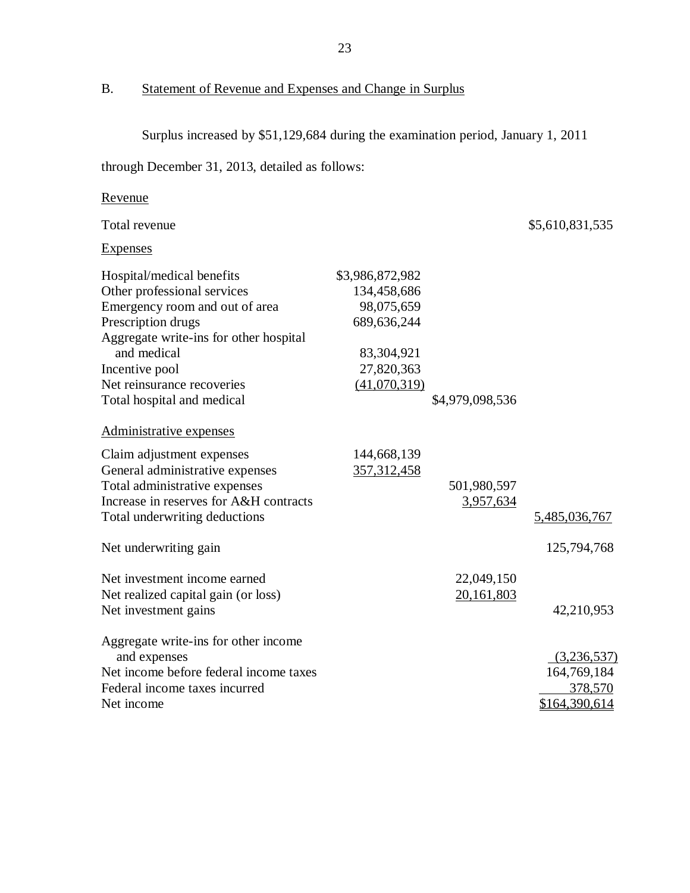## B. Statement of Revenue and Expenses and Change in Surplus

Surplus increased by $51,129,684 during the examination period, January 1, 2011 through December 31, 2013, detailed as follows:

| | | | |
|---|---|---|---|
| Revenue | | | |
| Total revenue | | | $5,610,831,535 |
| Expenses | | | |
| Hospital/medical benefits | $3,986,872,982 | | |
| Other professional services | 134,458,686 | | |
| Emergency room and out of area | 98,075,659 | | |
| Prescription drugs | 689,636,244 | | |
| Aggregate write-ins for other hospital and medical | 83,304,921 | | |
| Incentive pool | 27,820,363 | | |
| Net reinsurance recoveries | (41,070,319) | | |
| Total hospital and medical | | $4,979,098,536 | |
| Administrative expenses | | | |
| Claim adjustment expenses | 144,668,139 | | |
| General administrative expenses | 357,312,458 | | |
| Total administrative expenses | | 501,980,597 | |
| Increase in reserves for A&H contracts | | 3,957,634 | |
| Total underwriting deductions | | | 5,485,036,767 |
| Net underwriting gain | | | 125,794,768 |
| Net investment income earned | | 22,049,150 | |
| Net realized capital gain (or loss) | | 20,161,803 | |
| Net investment gains | | | 42,210,953 |
| Aggregate write-ins for other income and expenses | | | (3,236,537) |
| Net income before federal income taxes | | | 164,769,184 |
| Federal income taxes incurred | | | 378,570 |
| Net income | | | $164,390,614 |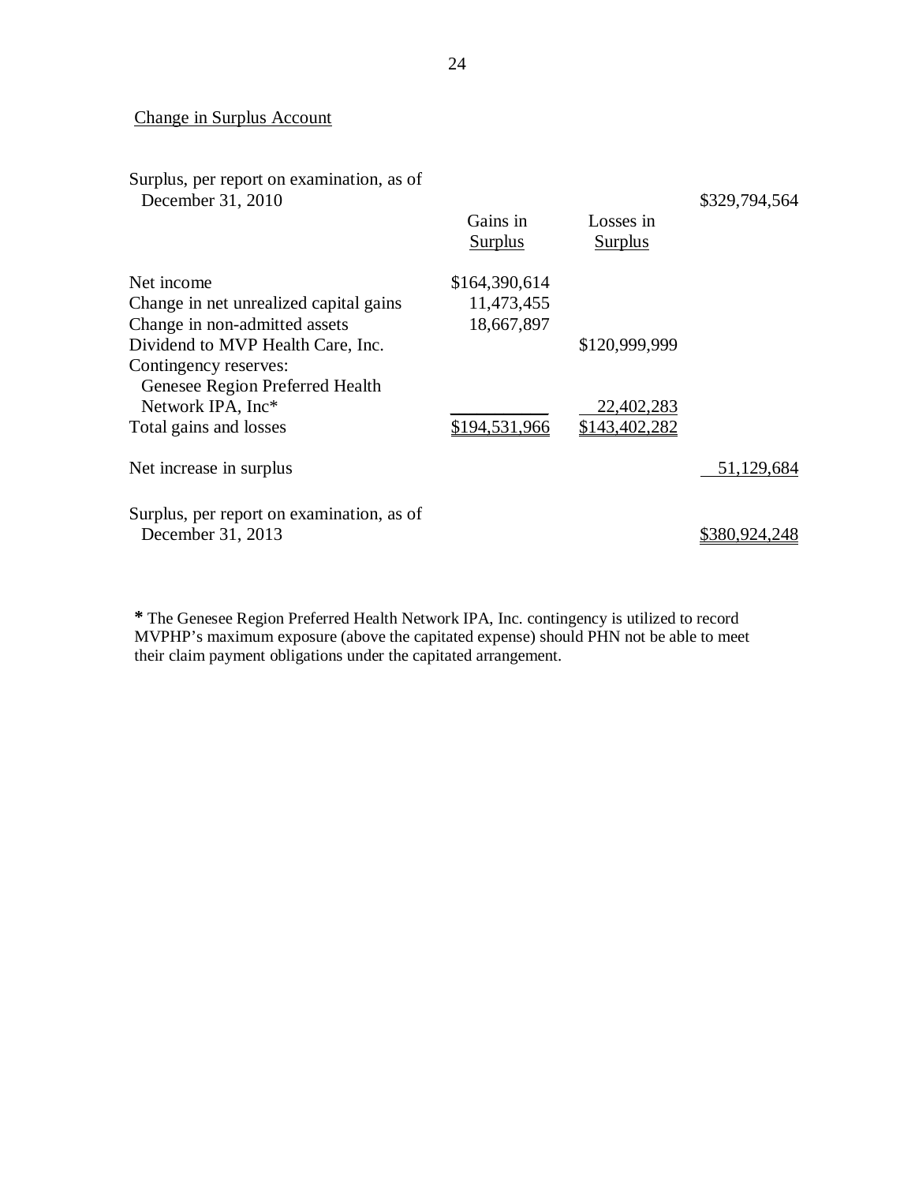Change in Surplus Account

| | Gains in Surplus | Losses in Surplus | |
|---|---|---|---|
| Surplus, per report on examination, as of December 31, 2010 | | | $329,794,564 |
| Net income | $164,390,614 | | |
| Change in net unrealized capital gains | 11,473,455 | | |
| Change in non-admitted assets | 18,667,897 | | |
| Dividend to MVP Health Care, Inc. | | $120,999,999 | |
| Contingency reserves: | | | |
| Genesee Region Preferred Health Network IPA, Inc* | | 22,402,283 | |
| Total gains and losses | $194,531,966 | $143,402,282 | |
| Net increase in surplus | | | 51,129,684 |
| Surplus, per report on examination, as of December 31, 2013 | | | $380,924,248 |

**\*** The Genesee Region Preferred Health Network IPA, Inc. contingency is utilized to record MVPHP's maximum exposure (above the capitated expense) should PHN not be able to meet their claim payment obligations under the capitated arrangement.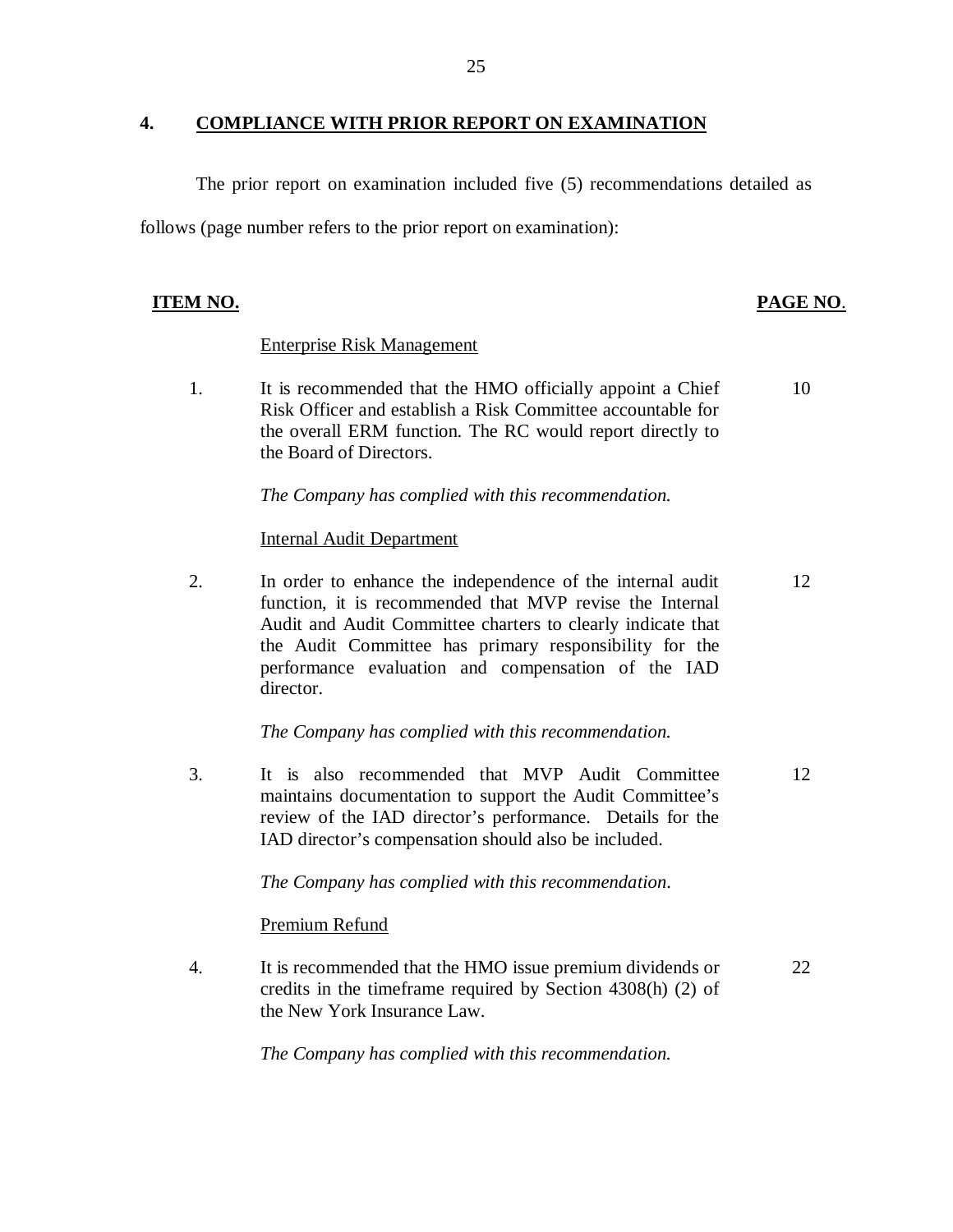## 4. COMPLIANCE WITH PRIOR REPORT ON EXAMINATION

The prior report on examination included five (5) recommendations detailed as follows (page number refers to the prior report on examination):

| ITEM NO. | | PAGE NO. |
|---|---|---|
| | Enterprise Risk Management | |
| 1. | It is recommended that the HMO officially appoint a Chief Risk Officer and establish a Risk Committee accountable for the overall ERM function. The RC would report directly to the Board of Directors.<br><br>*The Company has complied with this recommendation.* | 10 |
| | Internal Audit Department | |
| 2. | In order to enhance the independence of the internal audit function, it is recommended that MVP revise the Internal Audit and Audit Committee charters to clearly indicate that the Audit Committee has primary responsibility for the performance evaluation and compensation of the IAD director.<br><br>*The Company has complied with this recommendation.* | 12 |
| 3. | It is also recommended that MVP Audit Committee maintains documentation to support the Audit Committee's review of the IAD director's performance. Details for the IAD director's compensation should also be included.<br><br>*The Company has complied with this recommendation.* | 12 |
| | Premium Refund | |
| 4. | It is recommended that the HMO issue premium dividends or credits in the timeframe required by Section 4308(h) (2) of the New York Insurance Law.<br><br>*The Company has complied with this recommendation.* | 22 |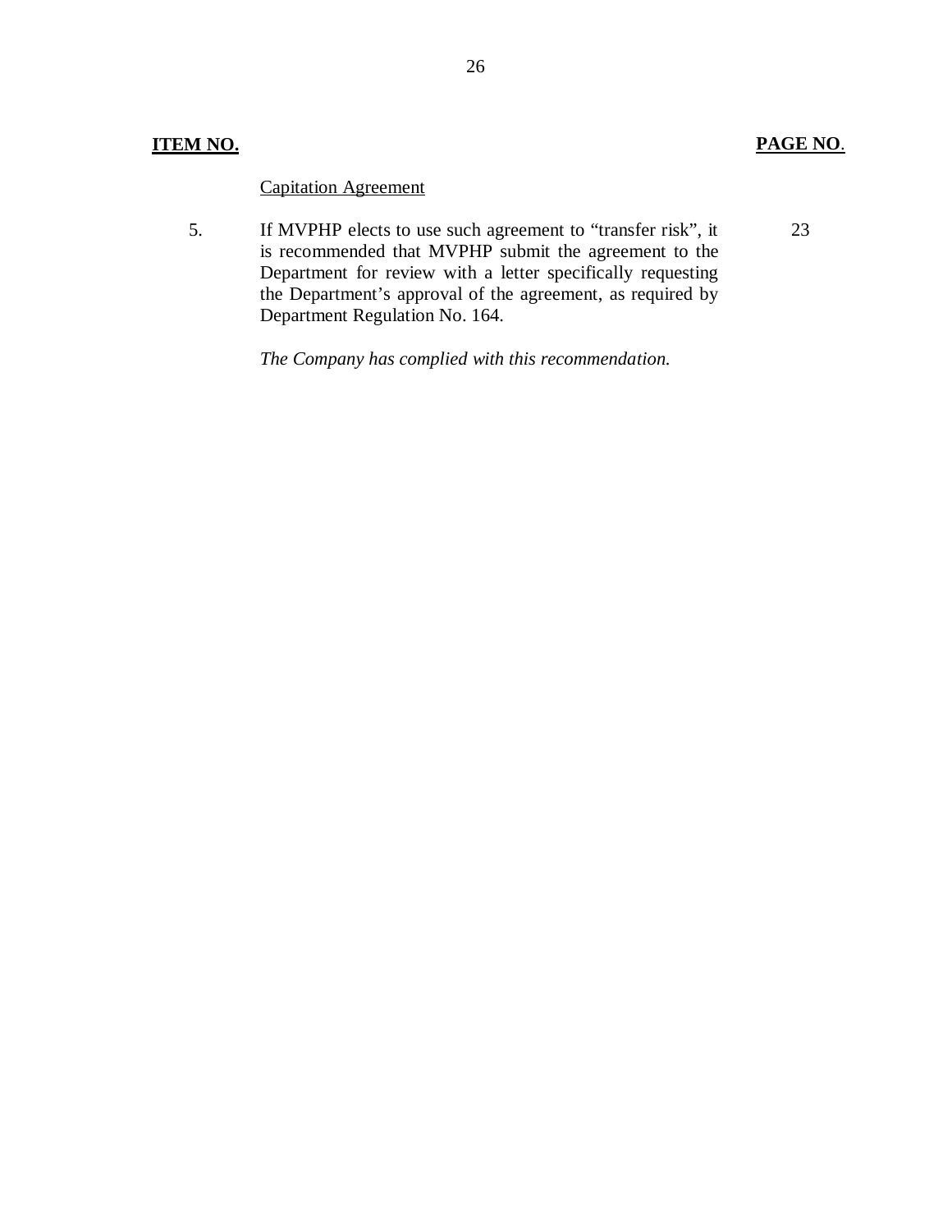| **ITEM NO.** | | **PAGE NO.** |
|---|---|---|
| | Capitation Agreement | |
| 5. | If MVPHP elects to use such agreement to "transfer risk", it is recommended that MVPHP submit the agreement to the Department for review with a letter specifically requesting the Department's approval of the agreement, as required by Department Regulation No. 164. | 23 |
| | *The Company has complied with this recommendation.* | |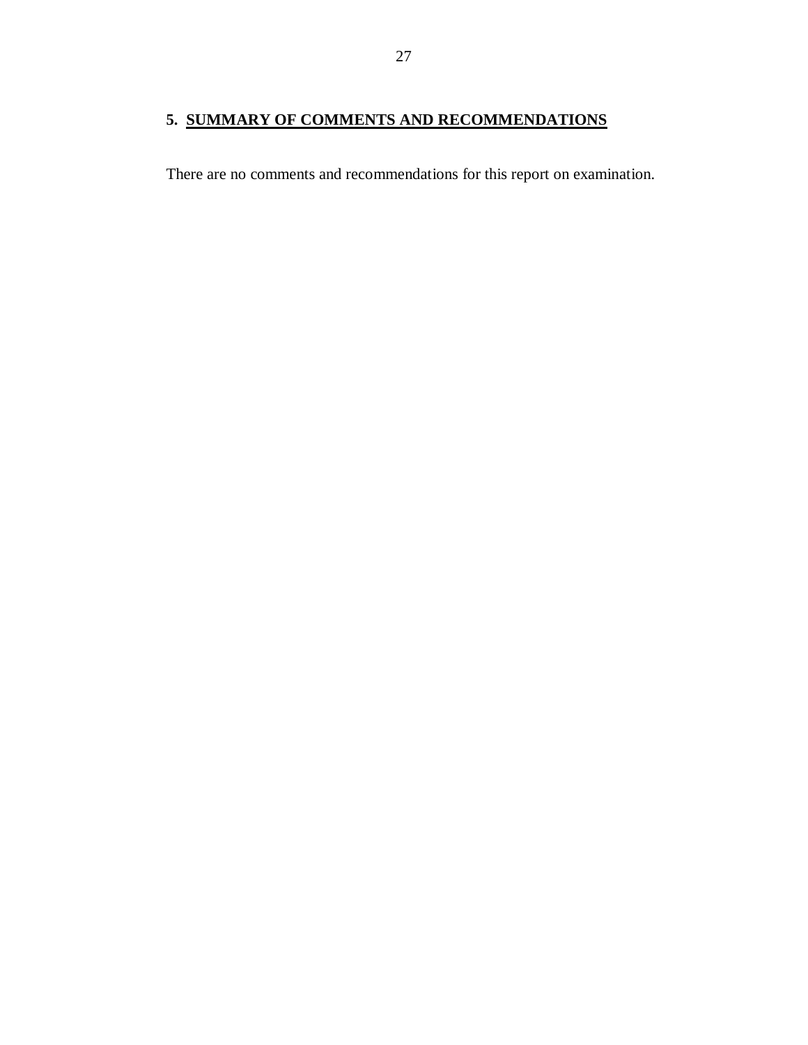## 5. SUMMARY OF COMMENTS AND RECOMMENDATIONS

There are no comments and recommendations for this report on examination.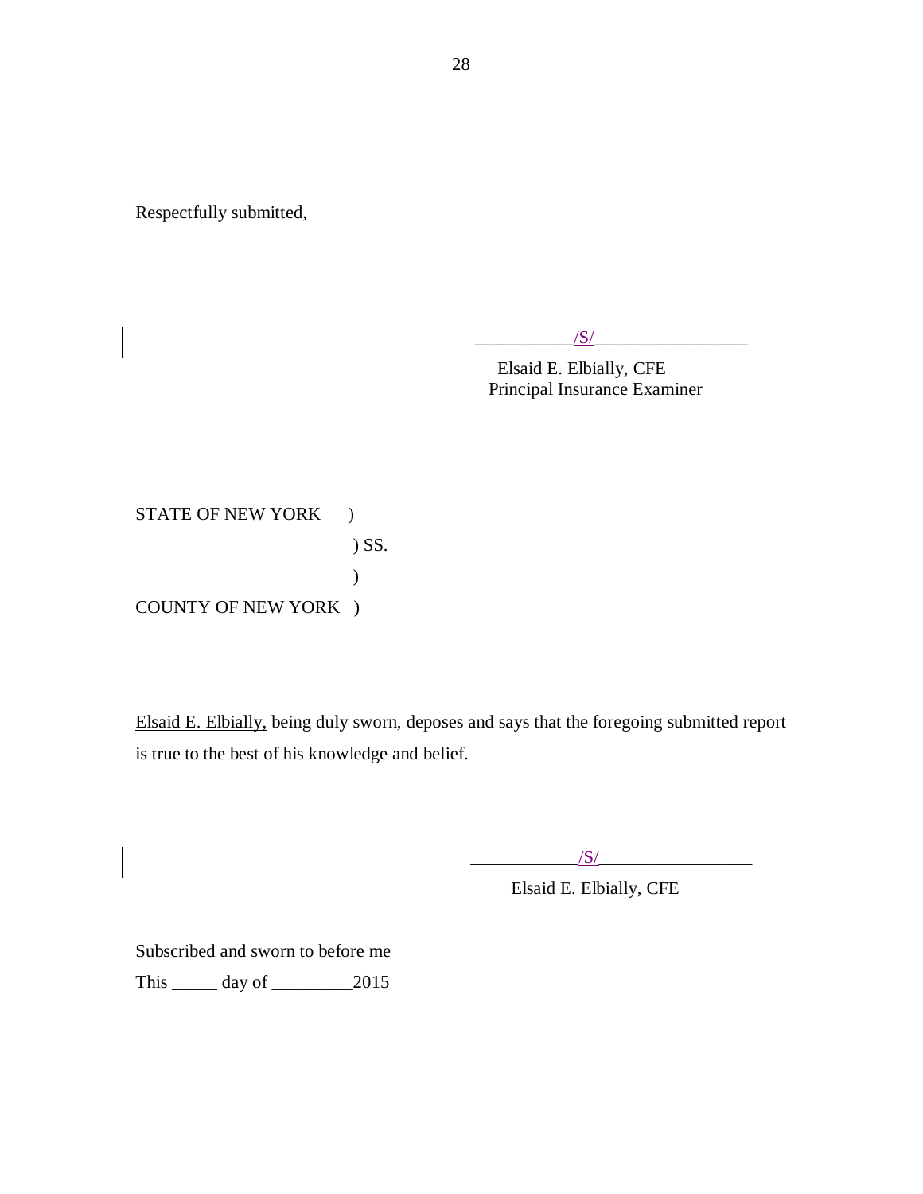Respectfully submitted,

___________/S/_________________
Elsaid E. Elbially, CFE
Principal Insurance Examiner

STATE OF NEW YORK )
) SS.
)
COUNTY OF NEW YORK )

Elsaid E. Elbially, being duly sworn, deposes and says that the foregoing submitted report is true to the best of his knowledge and belief.

____________/S/_________________
Elsaid E. Elbially, CFE

Subscribed and sworn to before me

This _____ day of _________2015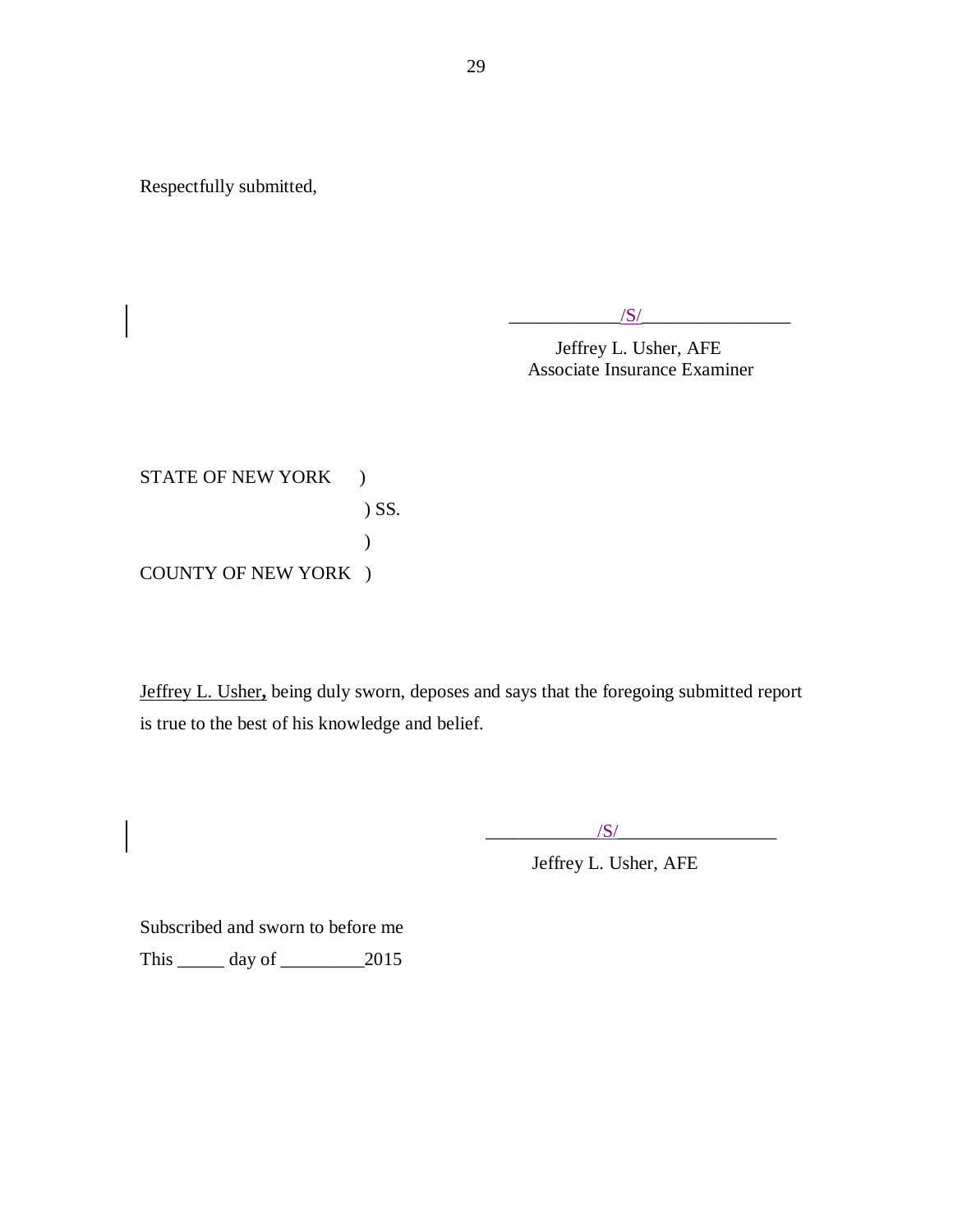Respectfully submitted,

/S/

Jeffrey L. Usher, AFE
Associate Insurance Examiner

STATE OF NEW YORK )
) SS.
)
COUNTY OF NEW YORK )

Jeffrey L. Usher**,** being duly sworn, deposes and says that the foregoing submitted report is true to the best of his knowledge and belief.

/S/

Jeffrey L. Usher, AFE

Subscribed and sworn to before me
This _____ day of _________2015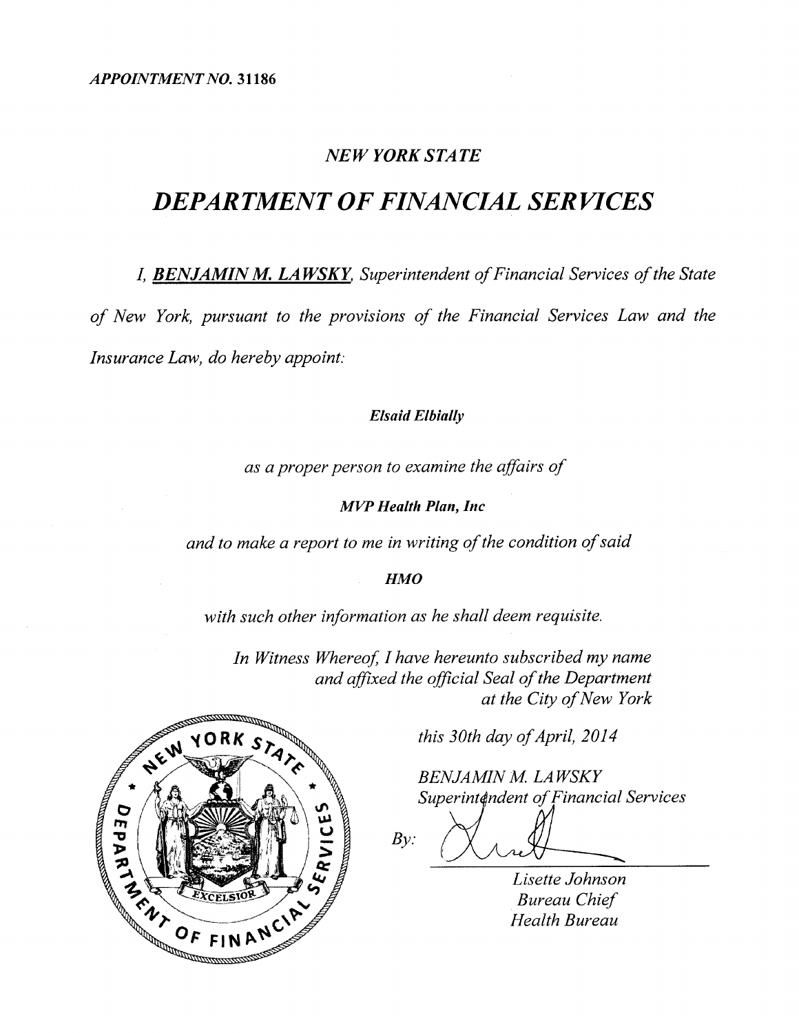*APPOINTMENT NO.* **31186**

## *NEW YORK STATE*

# *DEPARTMENT OF FINANCIAL SERVICES*

*I,* ***BENJAMIN M. LAWSKY****, Superintendent of Financial Services of the State of New York, pursuant to the provisions of the Financial Services Law and the Insurance Law, do hereby appoint:*

***Elsaid Elbially***

*as a proper person to examine the affairs of*

***MVP Health Plan, Inc***

*and to make a report to me in writing of the condition of said*

***HMO***

*with such other information as he shall deem requisite.*

*In Witness Whereof, I have hereunto subscribed my name and affixed the official Seal of the Department at the City of New York*

*this 30th day of April, 2014*

*BENJAMIN M. LAWSKY*
*Superintendent of Financial Services*

*By:*

*Lisette Johnson*
*Bureau Chief*
*Health Bureau*

NEW YORK STATE DEPARTMENT OF FINANCIAL SERVICES
EXCELSIOR